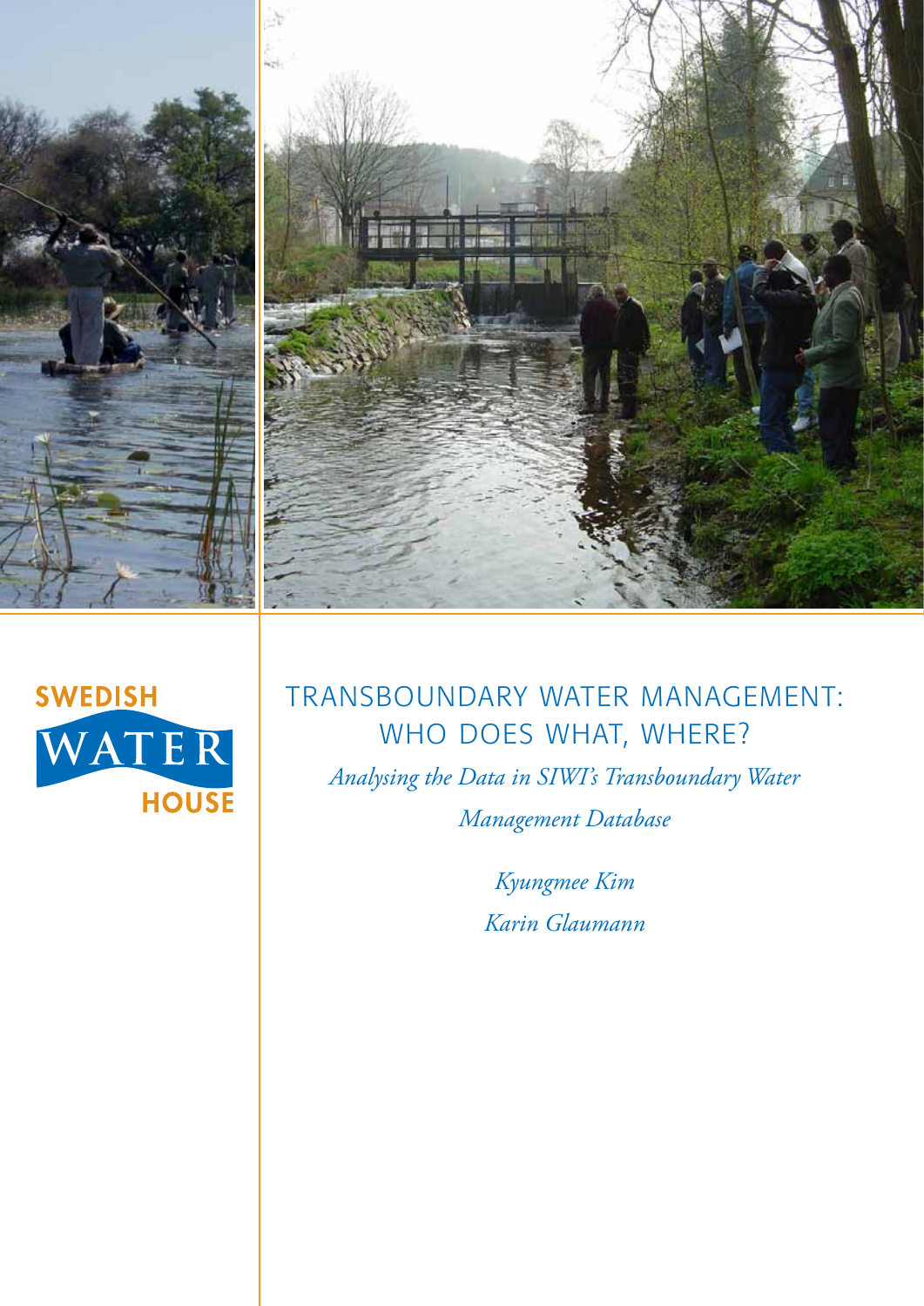SWEDISH

WATER

HOUSE

# TRANSBOUNDARY WATER MANAGEMENT: WHO DOES WHAT, WHERE?

*Analysing the Data in SIWI's Transboundary Water Management Database*

*Kyungmee Kim*

*Karin Glaumann*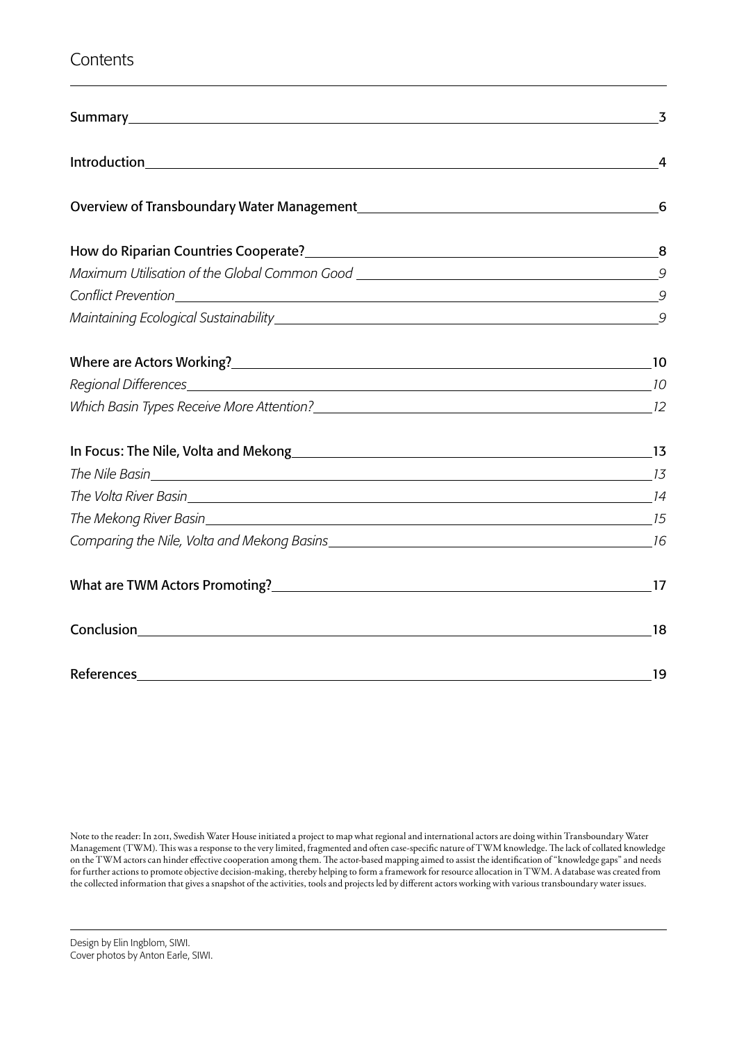# Contents

| | |
|---|---|
| **Summary** | **3** |
| **Introduction** | **4** |
| **Overview of Transboundary Water Management** | **6** |
| **How do Riparian Countries Cooperate?** | **8** |
| *Maximum Utilisation of the Global Common Good* | *9* |
| *Conflict Prevention* | *9* |
| *Maintaining Ecological Sustainability* | *9* |
| **Where are Actors Working?** | **10** |
| *Regional Differences* | *10* |
| *Which Basin Types Receive More Attention?* | *12* |
| **In Focus: The Nile, Volta and Mekong** | **13** |
| *The Nile Basin* | *13* |
| *The Volta River Basin* | *14* |
| *The Mekong River Basin* | *15* |
| *Comparing the Nile, Volta and Mekong Basins* | *16* |
| **What are TWM Actors Promoting?** | **17** |
| **Conclusion** | **18** |
| **References** | **19** |

Note to the reader: In 2011, Swedish Water House initiated a project to map what regional and international actors are doing within Transboundary Water Management (TWM). This was a response to the very limited, fragmented and often case-specific nature of TWM knowledge. The lack of collated knowledge on the TWM actors can hinder effective cooperation among them. The actor-based mapping aimed to assist the identification of "knowledge gaps" and needs for further actions to promote objective decision-making, thereby helping to form a framework for resource allocation in TWM. A database was created from the collected information that gives a snapshot of the activities, tools and projects led by different actors working with various transboundary water issues.

Design by Elin Ingblom, SIWI.
Cover photos by Anton Earle, SIWI.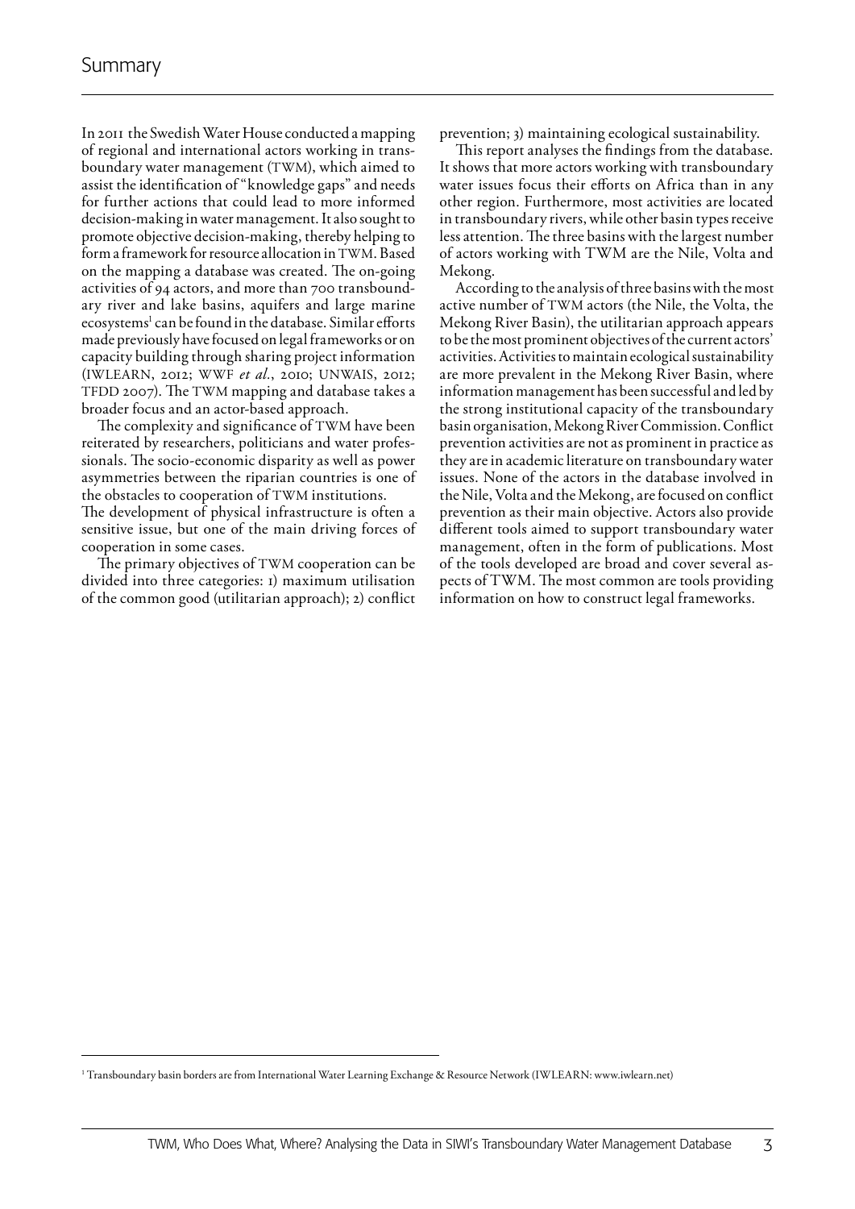# Summary

In 2011 the Swedish Water House conducted a mapping of regional and international actors working in transboundary water management (TWM), which aimed to assist the identification of "knowledge gaps" and needs for further actions that could lead to more informed decision-making in water management. It also sought to promote objective decision-making, thereby helping to form a framework for resource allocation in TWM. Based on the mapping a database was created. The on-going activities of 94 actors, and more than 700 transboundary river and lake basins, aquifers and large marine ecosystems[1] can be found in the database. Similar efforts made previously have focused on legal frameworks or on capacity building through sharing project information (IWLEARN, 2012; WWF *et al.*, 2010; UNWAIS, 2012; TFDD 2007). The TWM mapping and database takes a broader focus and an actor-based approach.

The complexity and significance of TWM have been reiterated by researchers, politicians and water professionals. The socio-economic disparity as well as power asymmetries between the riparian countries is one of the obstacles to cooperation of TWM institutions.

The development of physical infrastructure is often a sensitive issue, but one of the main driving forces of cooperation in some cases.

The primary objectives of TWM cooperation can be divided into three categories: 1) maximum utilisation of the common good (utilitarian approach); 2) conflict prevention; 3) maintaining ecological sustainability.

This report analyses the findings from the database. It shows that more actors working with transboundary water issues focus their efforts on Africa than in any other region. Furthermore, most activities are located in transboundary rivers, while other basin types receive less attention. The three basins with the largest number of actors working with TWM are the Nile, Volta and Mekong.

According to the analysis of three basins with the most active number of TWM actors (the Nile, the Volta, the Mekong River Basin), the utilitarian approach appears to be the most prominent objectives of the current actors' activities. Activities to maintain ecological sustainability are more prevalent in the Mekong River Basin, where information management has been successful and led by the strong institutional capacity of the transboundary basin organisation, Mekong River Commission. Conflict prevention activities are not as prominent in practice as they are in academic literature on transboundary water issues. None of the actors in the database involved in the Nile, Volta and the Mekong, are focused on conflict prevention as their main objective. Actors also provide different tools aimed to support transboundary water management, often in the form of publications. Most of the tools developed are broad and cover several aspects of TWM. The most common are tools providing information on how to construct legal frameworks.

[1] Transboundary basin borders are from International Water Learning Exchange & Resource Network (IWLEARN: www.iwlearn.net)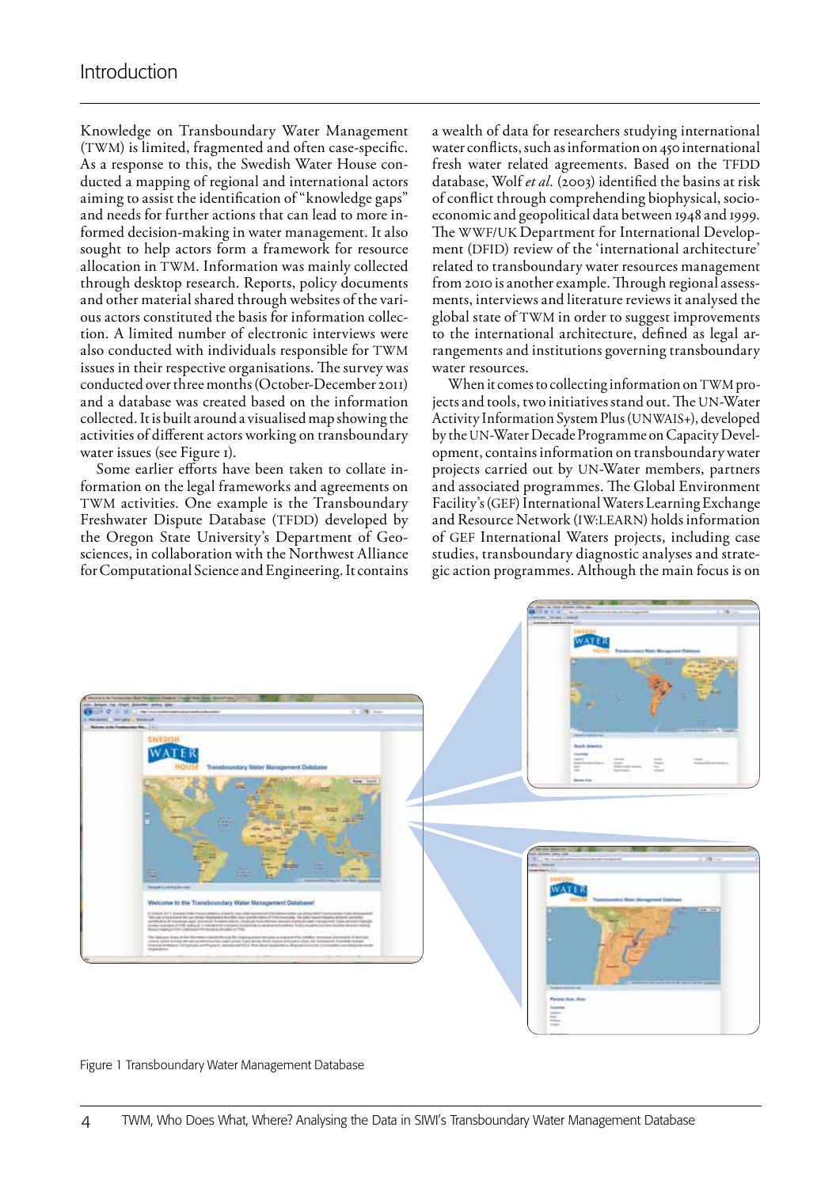# Introduction

Knowledge on Transboundary Water Management (TWM) is limited, fragmented and often case-specific. As a response to this, the Swedish Water House conducted a mapping of regional and international actors aiming to assist the identification of "knowledge gaps" and needs for further actions that can lead to more informed decision-making in water management. It also sought to help actors form a framework for resource allocation in TWM. Information was mainly collected through desktop research. Reports, policy documents and other material shared through websites of the various actors constituted the basis for information collection. A limited number of electronic interviews were also conducted with individuals responsible for TWM issues in their respective organisations. The survey was conducted over three months (October-December 2011) and a database was created based on the information collected. It is built around a visualised map showing the activities of different actors working on transboundary water issues (see Figure 1).

Some earlier efforts have been taken to collate information on the legal frameworks and agreements on TWM activities. One example is the Transboundary Freshwater Dispute Database (TFDD) developed by the Oregon State University's Department of Geosciences, in collaboration with the Northwest Alliance for Computational Science and Engineering. It contains a wealth of data for researchers studying international water conflicts, such as information on 450 international fresh water related agreements. Based on the TFDD database, Wolf *et al.* (2003) identified the basins at risk of conflict through comprehending biophysical, socio-economic and geopolitical data between 1948 and 1999. The WWF/UK Department for International Development (DFID) review of the 'international architecture' related to transboundary water resources management from 2010 is another example. Through regional assessments, interviews and literature reviews it analysed the global state of TWM in order to suggest improvements to the international architecture, defined as legal arrangements and institutions governing transboundary water resources.

When it comes to collecting information on TWM projects and tools, two initiatives stand out. The UN-Water Activity Information System Plus (UNWAIS+), developed by the UN-Water Decade Programme on Capacity Development, contains information on transboundary water projects carried out by UN-Water members, partners and associated programmes. The Global Environment Facility's (GEF) International Waters Learning Exchange and Resource Network (IW:LEARN) holds information of GEF International Waters projects, including case studies, transboundary diagnostic analyses and strategic action programmes. Although the main focus is on

Figure 1 Transboundary Water Management Database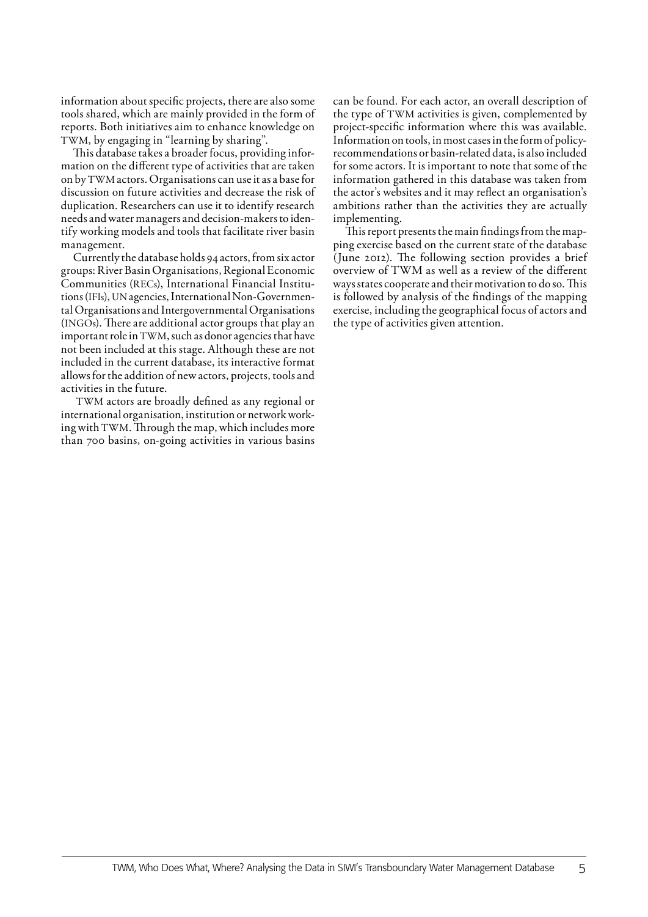information about specific projects, there are also some tools shared, which are mainly provided in the form of reports. Both initiatives aim to enhance knowledge on TWM, by engaging in "learning by sharing".

This database takes a broader focus, providing information on the different type of activities that are taken on by TWM actors. Organisations can use it as a base for discussion on future activities and decrease the risk of duplication. Researchers can use it to identify research needs and water managers and decision-makers to identify working models and tools that facilitate river basin management.

Currently the database holds 94 actors, from six actor groups: River Basin Organisations, Regional Economic Communities (RECs), International Financial Institutions (IFIs), UN agencies, International Non-Governmental Organisations and Intergovernmental Organisations (INGOs). There are additional actor groups that play an important role in TWM, such as donor agencies that have not been included at this stage. Although these are not included in the current database, its interactive format allows for the addition of new actors, projects, tools and activities in the future.

TWM actors are broadly defined as any regional or international organisation, institution or network working with TWM. Through the map, which includes more than 700 basins, on-going activities in various basins can be found. For each actor, an overall description of the type of TWM activities is given, complemented by project-specific information where this was available. Information on tools, in most cases in the form of policy-recommendations or basin-related data, is also included for some actors. It is important to note that some of the information gathered in this database was taken from the actor's websites and it may reflect an organisation's ambitions rather than the activities they are actually implementing.

This report presents the main findings from the mapping exercise based on the current state of the database (June 2012). The following section provides a brief overview of TWM as well as a review of the different ways states cooperate and their motivation to do so. This is followed by analysis of the findings of the mapping exercise, including the geographical focus of actors and the type of activities given attention.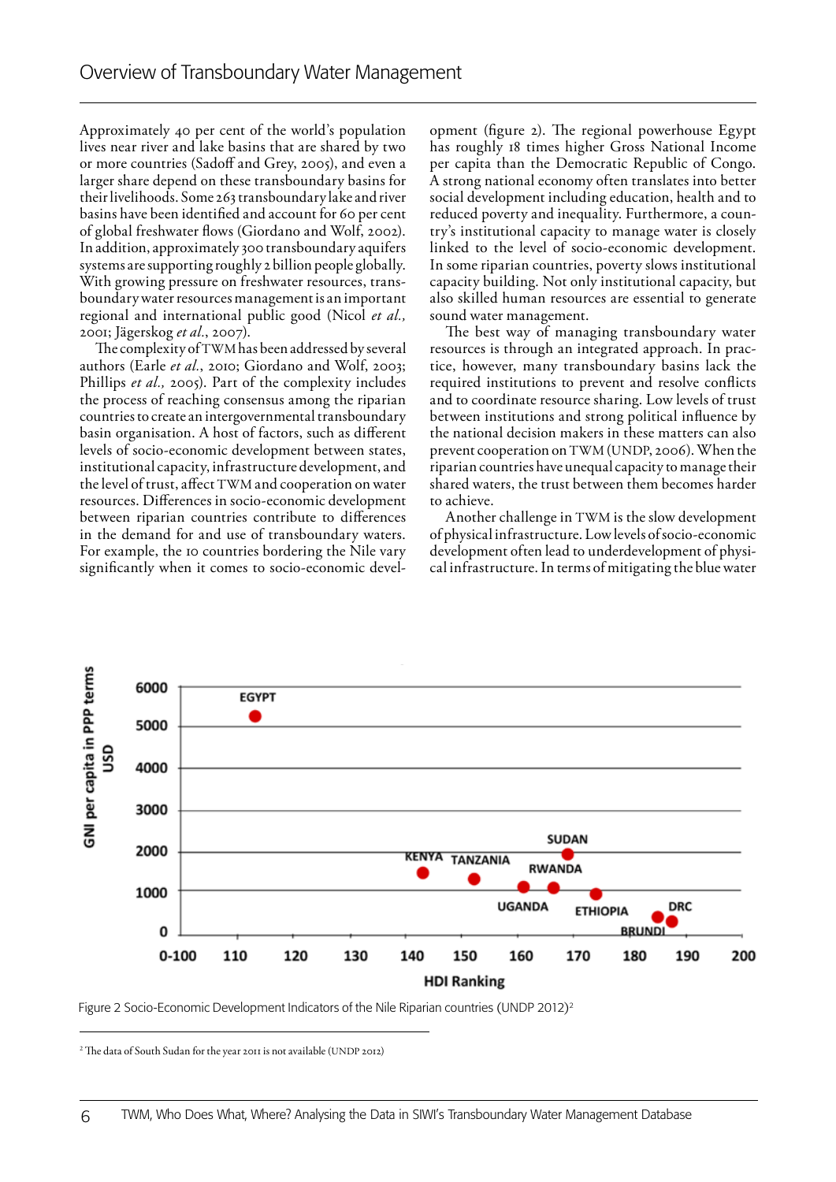Approximately 40 per cent of the world's population lives near river and lake basins that are shared by two or more countries (Sadoff and Grey, 2005), and even a larger share depend on these transboundary basins for their livelihoods. Some 263 transboundary lake and river basins have been identified and account for 60 per cent of global freshwater flows (Giordano and Wolf, 2002). In addition, approximately 300 transboundary aquifers systems are supporting roughly 2 billion people globally. With growing pressure on freshwater resources, transboundary water resources management is an important regional and international public good (Nicol *et al.*, 2001; Jägerskog *et al.*, 2007).

The complexity of TWM has been addressed by several authors (Earle *et al.*, 2010; Giordano and Wolf, 2003; Phillips *et al.*, 2005). Part of the complexity includes the process of reaching consensus among the riparian countries to create an intergovernmental transboundary basin organisation. A host of factors, such as different levels of socio-economic development between states, institutional capacity, infrastructure development, and the level of trust, affect TWM and cooperation on water resources. Differences in socio-economic development between riparian countries contribute to differences in the demand for and use of transboundary waters. For example, the 10 countries bordering the Nile vary significantly when it comes to socio-economic development (figure 2). The regional powerhouse Egypt has roughly 18 times higher Gross National Income per capita than the Democratic Republic of Congo. A strong national economy often translates into better social development including education, health and to reduced poverty and inequality. Furthermore, a country's institutional capacity to manage water is closely linked to the level of socio-economic development. In some riparian countries, poverty slows institutional capacity building. Not only institutional capacity, but also skilled human resources are essential to generate sound water management.

The best way of managing transboundary water resources is through an integrated approach. In practice, however, many transboundary basins lack the required institutions to prevent and resolve conflicts and to coordinate resource sharing. Low levels of trust between institutions and strong political influence by the national decision makers in these matters can also prevent cooperation on TWM (UNDP, 2006). When the riparian countries have unequal capacity to manage their shared waters, the trust between them becomes harder to achieve.

Another challenge in TWM is the slow development of physical infrastructure. Low levels of socio-economic development often lead to underdevelopment of physical infrastructure. In terms of mitigating the blue water

Figure 2 Socio-Economic Development Indicators of the Nile Riparian countries (UNDP 2012)[2]

[2] The data of South Sudan for the year 2011 is not available (UNDP 2012)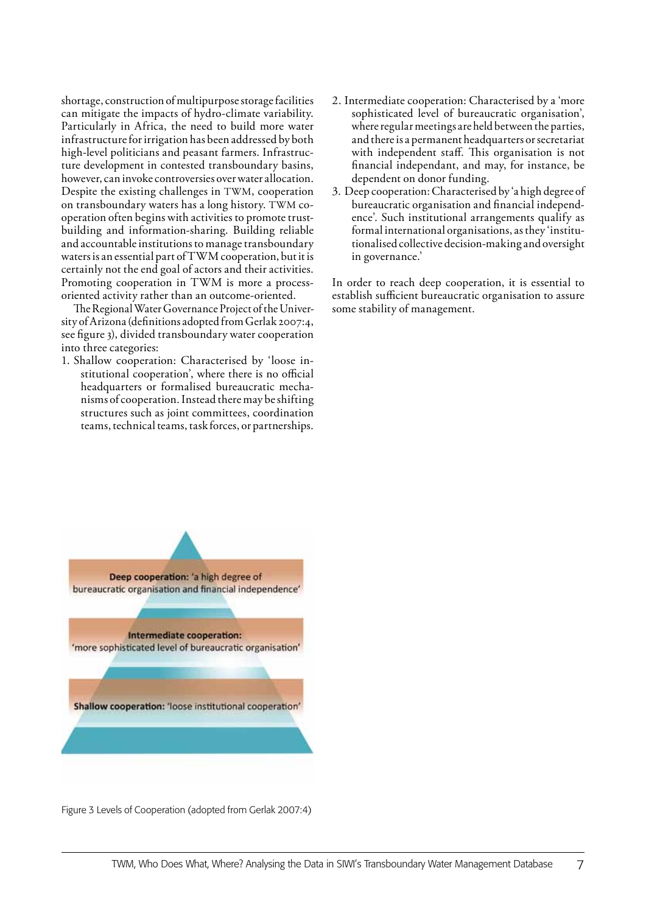shortage, construction of multipurpose storage facilities can mitigate the impacts of hydro-climate variability. Particularly in Africa, the need to build more water infrastructure for irrigation has been addressed by both high-level politicians and peasant farmers. Infrastructure development in contested transboundary basins, however, can invoke controversies over water allocation. Despite the existing challenges in TWM, cooperation on transboundary waters has a long history. TWM cooperation often begins with activities to promote trust-building and information-sharing. Building reliable and accountable institutions to manage transboundary waters is an essential part of TWM cooperation, but it is certainly not the end goal of actors and their activities. Promoting cooperation in TWM is more a process-oriented activity rather than an outcome-oriented.

The Regional Water Governance Project of the University of Arizona (definitions adopted from Gerlak 2007:4, see figure 3), divided transboundary water cooperation into three categories:

1. Shallow cooperation: Characterised by 'loose institutional cooperation', where there is no official headquarters or formalised bureaucratic mechanisms of cooperation. Instead there may be shifting structures such as joint committees, coordination teams, technical teams, task forces, or partnerships.
2. Intermediate cooperation: Characterised by a 'more sophisticated level of bureaucratic organisation', where regular meetings are held between the parties, and there is a permanent headquarters or secretariat with independent staff. This organisation is not financial independant, and may, for instance, be dependent on donor funding.
3. Deep cooperation: Characterised by 'a high degree of bureaucratic organisation and financial independence'. Such institutional arrangements qualify as formal international organisations, as they 'institutionalised collective decision-making and oversight in governance.'

In order to reach deep cooperation, it is essential to establish sufficient bureaucratic organisation to assure some stability of management.

**Deep cooperation:** 'a high degree of bureaucratic organisation and financial independence'

**Intermediate cooperation:** 'more sophisticated level of bureaucratic organisation'

**Shallow cooperation:** 'loose institutional cooperation'

Figure 3 Levels of Cooperation (adopted from Gerlak 2007:4)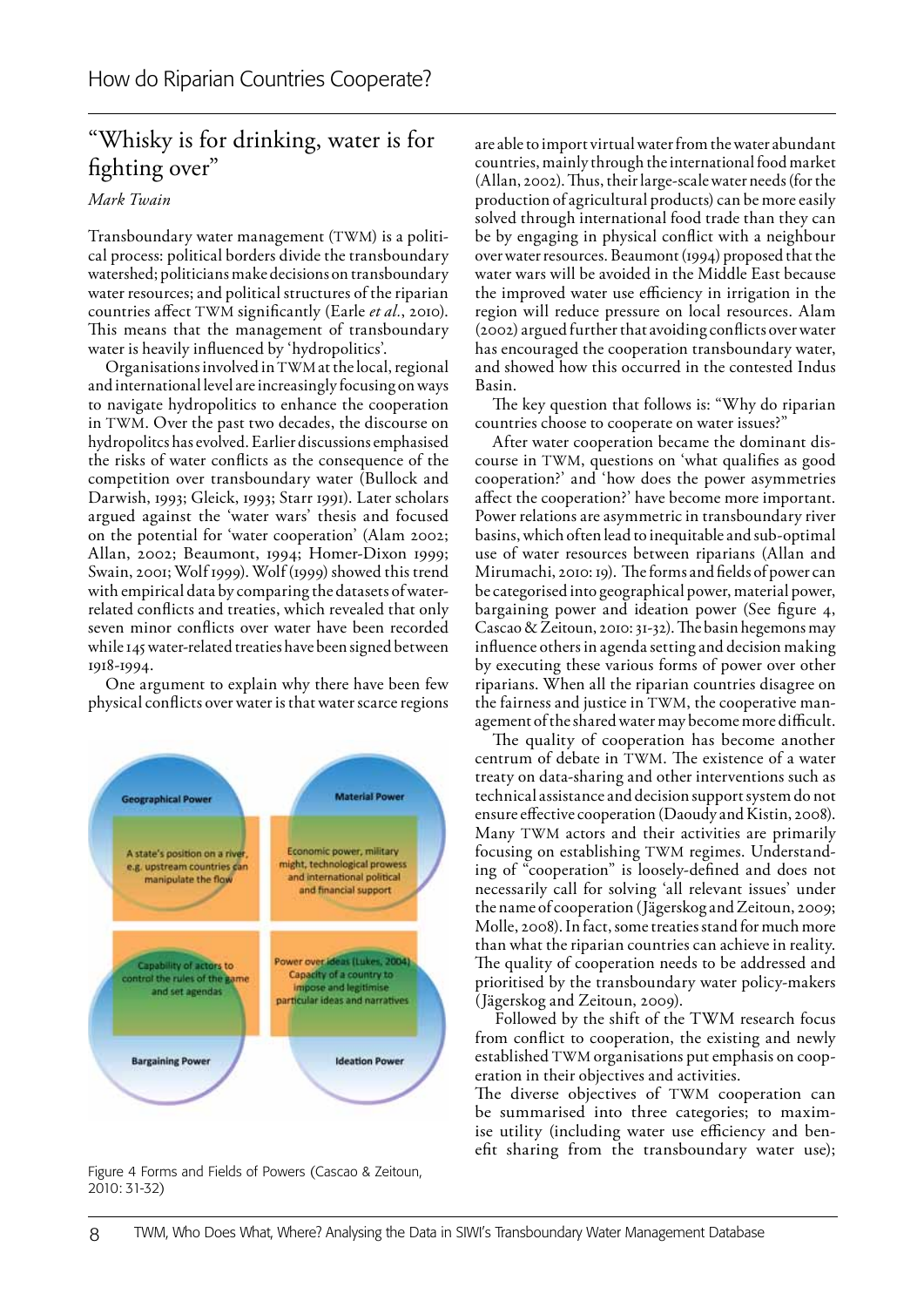## "Whisky is for drinking, water is for fighting over"

*Mark Twain*

Transboundary water management (TWM) is a political process: political borders divide the transboundary watershed; politicians make decisions on transboundary water resources; and political structures of the riparian countries affect TWM significantly (Earle *et al.*, 2010). This means that the management of transboundary water is heavily influenced by 'hydropolitics'.

Organisations involved in TWM at the local, regional and international level are increasingly focusing on ways to navigate hydropolitics to enhance the cooperation in TWM. Over the past two decades, the discourse on hydropolitcs has evolved. Earlier discussions emphasised the risks of water conflicts as the consequence of the competition over transboundary water (Bullock and Darwish, 1993; Gleick, 1993; Starr 1991). Later scholars argued against the 'water wars' thesis and focused on the potential for 'water cooperation' (Alam 2002; Allan, 2002; Beaumont, 1994; Homer-Dixon 1999; Swain, 2001; Wolf 1999). Wolf (1999) showed this trend with empirical data by comparing the datasets of water-related conflicts and treaties, which revealed that only seven minor conflicts over water have been recorded while 145 water-related treaties have been signed between 1918-1994.

One argument to explain why there have been few physical conflicts over water is that water scarce regions are able to import virtual water from the water abundant countries, mainly through the international food market (Allan, 2002). Thus, their large-scale water needs (for the production of agricultural products) can be more easily solved through international food trade than they can be by engaging in physical conflict with a neighbour over water resources. Beaumont (1994) proposed that the water wars will be avoided in the Middle East because the improved water use efficiency in irrigation in the region will reduce pressure on local resources. Alam (2002) argued further that avoiding conflicts over water has encouraged the cooperation transboundary water, and showed how this occurred in the contested Indus Basin.

The key question that follows is: "Why do riparian countries choose to cooperate on water issues?"

After water cooperation became the dominant discourse in TWM, questions on 'what qualifies as good cooperation?' and 'how does the power asymmetries affect the cooperation?' have become more important. Power relations are asymmetric in transboundary river basins, which often lead to inequitable and sub-optimal use of water resources between riparians (Allan and Mirumachi, 2010: 19). The forms and fields of power can be categorised into geographical power, material power, bargaining power and ideation power (See figure 4, Cascao & Zeitoun, 2010: 31-32). The basin hegemons may influence others in agenda setting and decision making by executing these various forms of power over other riparians. When all the riparian countries disagree on the fairness and justice in TWM, the cooperative management of the shared water may become more difficult.

The quality of cooperation has become another centrum of debate in TWM. The existence of a water treaty on data-sharing and other interventions such as technical assistance and decision support system do not ensure effective cooperation (Daoudy and Kistin, 2008). Many TWM actors and their activities are primarily focusing on establishing TWM regimes. Understanding of "cooperation" is loosely-defined and does not necessarily call for solving 'all relevant issues' under the name of cooperation (Jägerskog and Zeitoun, 2009; Molle, 2008). In fact, some treaties stand for much more than what the riparian countries can achieve in reality. The quality of cooperation needs to be addressed and prioritised by the transboundary water policy-makers (Jägerskog and Zeitoun, 2009).

Followed by the shift of the TWM research focus from conflict to cooperation, the existing and newly established TWM organisations put emphasis on cooperation in their objectives and activities.

The diverse objectives of TWM cooperation can be summarised into three categories; to maximise utility (including water use efficiency and benefit sharing from the transboundary water use);

| Geographical Power | Material Power |
|---|---|
| A state's position on a river, e.g. upstream countries can manipulate the flow | Economic power, military might, technological prowess and international political and financial support |
| Capability of actors to control the rules of the game and set agendas | Power over ideas (Lukes, 2004) Capacity of a country to impose and legitimise particular ideas and narratives |
| Bargaining Power | Ideation Power |

Figure 4 Forms and Fields of Powers (Cascao & Zeitoun, 2010: 31-32)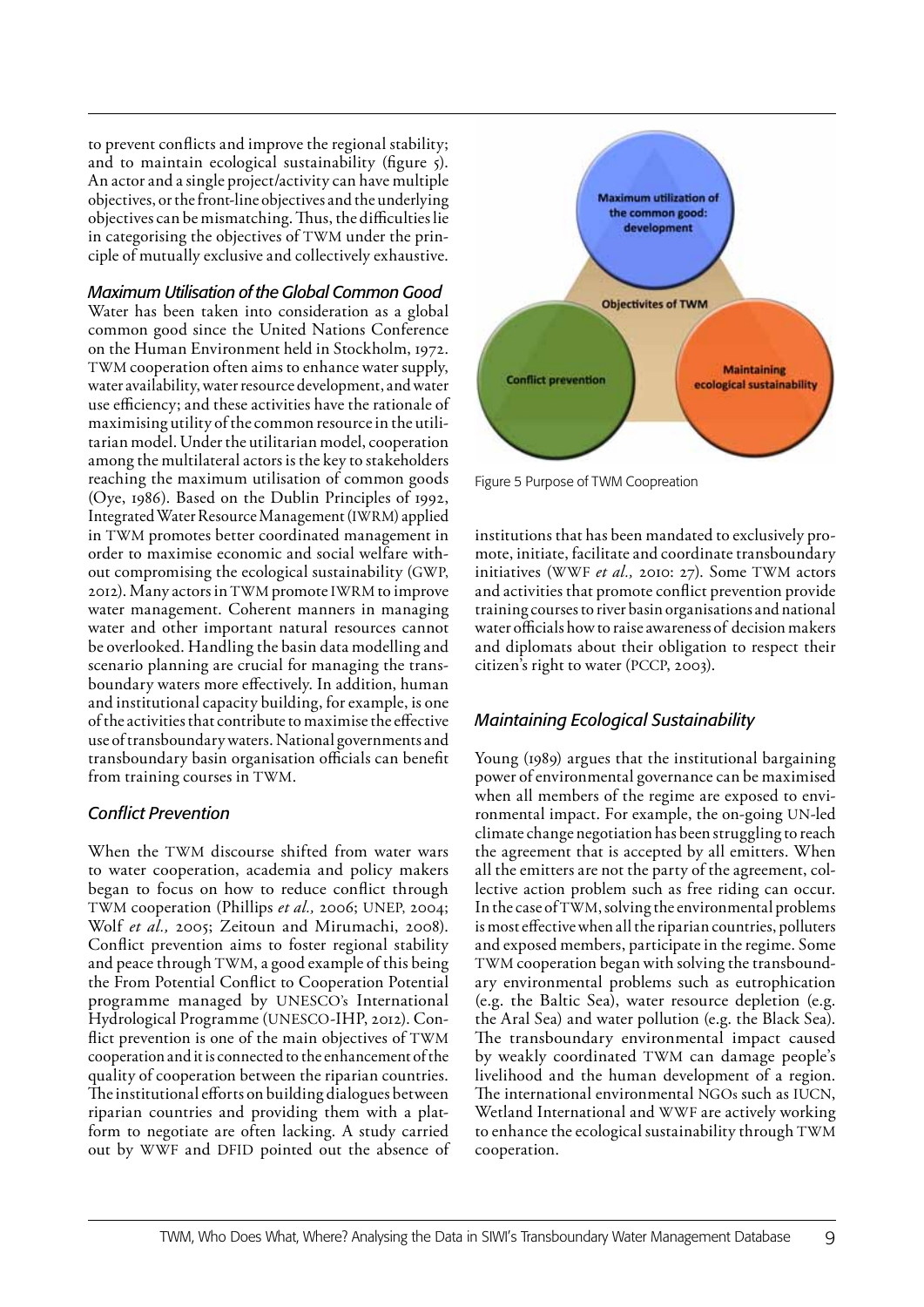to prevent conflicts and improve the regional stability; and to maintain ecological sustainability (figure 5). An actor and a single project/activity can have multiple objectives, or the front-line objectives and the underlying objectives can be mismatching. Thus, the difficulties lie in categorising the objectives of TWM under the principle of mutually exclusive and collectively exhaustive.

### *Maximum Utilisation of the Global Common Good*

Water has been taken into consideration as a global common good since the United Nations Conference on the Human Environment held in Stockholm, 1972. TWM cooperation often aims to enhance water supply, water availability, water resource development, and water use efficiency; and these activities have the rationale of maximising utility of the common resource in the utilitarian model. Under the utilitarian model, cooperation among the multilateral actors is the key to stakeholders reaching the maximum utilisation of common goods (Oye, 1986). Based on the Dublin Principles of 1992, Integrated Water Resource Management (IWRM) applied in TWM promotes better coordinated management in order to maximise economic and social welfare without compromising the ecological sustainability (GWP, 2012). Many actors in TWM promote IWRM to improve water management. Coherent manners in managing water and other important natural resources cannot be overlooked. Handling the basin data modelling and scenario planning are crucial for managing the transboundary waters more effectively. In addition, human and institutional capacity building, for example, is one of the activities that contribute to maximise the effective use of transboundary waters. National governments and transboundary basin organisation officials can benefit from training courses in TWM.

### *Conflict Prevention*

When the TWM discourse shifted from water wars to water cooperation, academia and policy makers began to focus on how to reduce conflict through TWM cooperation (Phillips *et al.,* 2006; UNEP, 2004; Wolf *et al.,* 2005; Zeitoun and Mirumachi, 2008). Conflict prevention aims to foster regional stability and peace through TWM, a good example of this being the From Potential Conflict to Cooperation Potential programme managed by UNESCO's International Hydrological Programme (UNESCO-IHP, 2012). Conflict prevention is one of the main objectives of TWM cooperation and it is connected to the enhancement of the quality of cooperation between the riparian countries. The institutional efforts on building dialogues between riparian countries and providing them with a platform to negotiate are often lacking. A study carried out by WWF and DFID pointed out the absence of institutions that has been mandated to exclusively promote, initiate, facilitate and coordinate transboundary initiatives (WWF *et al.,* 2010: 27). Some TWM actors and activities that promote conflict prevention provide training courses to river basin organisations and national water officials how to raise awareness of decision makers and diplomats about their obligation to respect their citizen's right to water (PCCP, 2003).

Maximum utilization of the common good: development

Objectivites of TWM

Conflict prevention

Maintaining ecological sustainability

Figure 5 Purpose of TWM Coopreation

### *Maintaining Ecological Sustainability*

Young (1989) argues that the institutional bargaining power of environmental governance can be maximised when all members of the regime are exposed to environmental impact. For example, the on-going UN-led climate change negotiation has been struggling to reach the agreement that is accepted by all emitters. When all the emitters are not the party of the agreement, collective action problem such as free riding can occur. In the case of TWM, solving the environmental problems is most effective when all the riparian countries, polluters and exposed members, participate in the regime. Some TWM cooperation began with solving the transboundary environmental problems such as eutrophication (e.g. the Baltic Sea), water resource depletion (e.g. the Aral Sea) and water pollution (e.g. the Black Sea). The transboundary environmental impact caused by weakly coordinated TWM can damage people's livelihood and the human development of a region. The international environmental NGOs such as IUCN, Wetland International and WWF are actively working to enhance the ecological sustainability through TWM cooperation.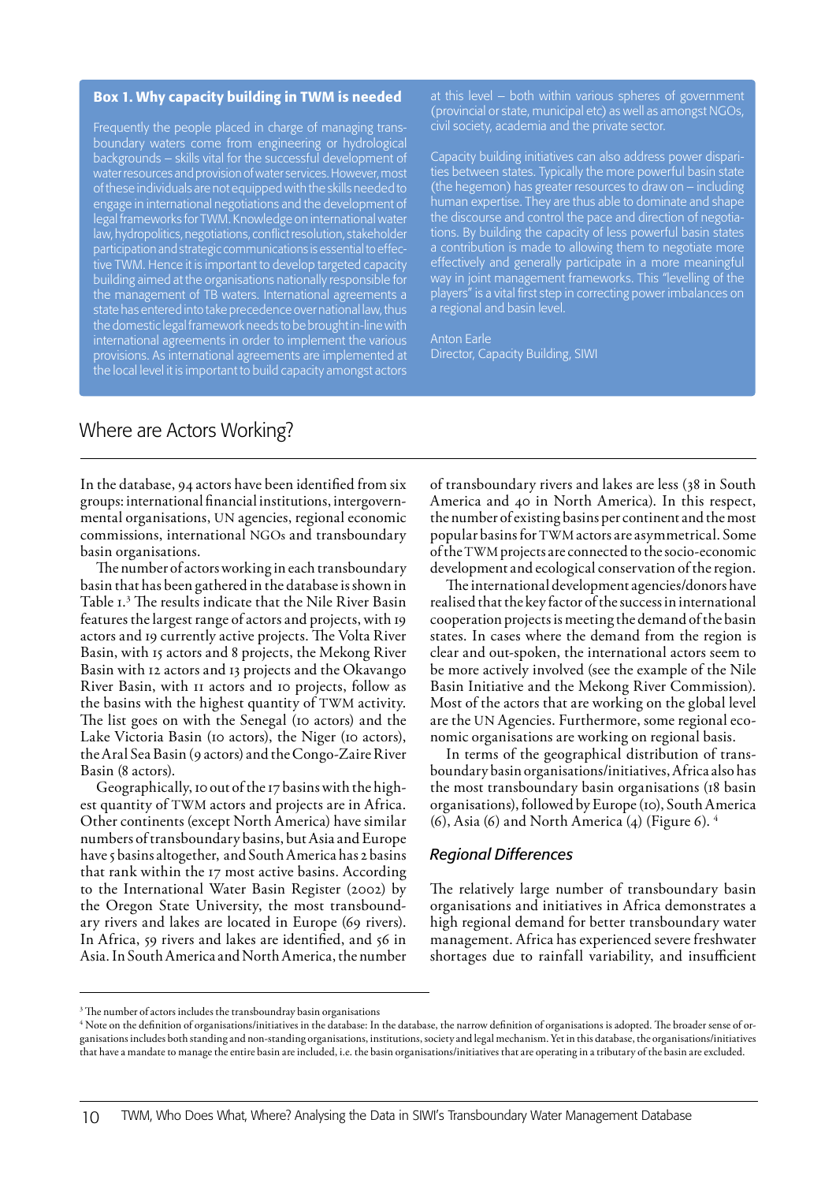## Box 1. Why capacity building in TWM is needed

Frequently the people placed in charge of managing transboundary waters come from engineering or hydrological backgrounds – skills vital for the successful development of water resources and provision of water services. However, most of these individuals are not equipped with the skills needed to engage in international negotiations and the development of legal frameworks for TWM. Knowledge on international water law, hydropolitics, negotiations, conflict resolution, stakeholder participation and strategic communications is essential to effective TWM. Hence it is important to develop targeted capacity building aimed at the organisations nationally responsible for the management of TB waters. International agreements a state has entered into take precedence over national law, thus the domestic legal framework needs to be brought in-line with international agreements in order to implement the various provisions. As international agreements are implemented at the local level it is important to build capacity amongst actors at this level – both within various spheres of government (provincial or state, municipal etc) as well as amongst NGOs, civil society, academia and the private sector.

Capacity building initiatives can also address power disparities between states. Typically the more powerful basin state (the hegemon) has greater resources to draw on – including human expertise. They are thus able to dominate and shape the discourse and control the pace and direction of negotiations. By building the capacity of less powerful basin states a contribution is made to allowing them to negotiate more effectively and generally participate in a more meaningful way in joint management frameworks. This "levelling of the players" is a vital first step in correcting power imbalances on a regional and basin level.

Anton Earle
Director, Capacity Building, SIWI

# Where are Actors Working?

In the database, 94 actors have been identified from six groups: international financial institutions, intergovernmental organisations, UN agencies, regional economic commissions, international NGOs and transboundary basin organisations.

The number of actors working in each transboundary basin that has been gathered in the database is shown in Table 1.[3] The results indicate that the Nile River Basin features the largest range of actors and projects, with 19 actors and 19 currently active projects. The Volta River Basin, with 15 actors and 8 projects, the Mekong River Basin with 12 actors and 13 projects and the Okavango River Basin, with 11 actors and 10 projects, follow as the basins with the highest quantity of TWM activity. The list goes on with the Senegal (10 actors) and the Lake Victoria Basin (10 actors), the Niger (10 actors), the Aral Sea Basin (9 actors) and the Congo-Zaire River Basin (8 actors).

Geographically, 10 out of the 17 basins with the highest quantity of TWM actors and projects are in Africa. Other continents (except North America) have similar numbers of transboundary basins, but Asia and Europe have 5 basins altogether, and South America has 2 basins that rank within the 17 most active basins. According to the International Water Basin Register (2002) by the Oregon State University, the most transboundary rivers and lakes are located in Europe (69 rivers). In Africa, 59 rivers and lakes are identified, and 56 in Asia. In South America and North America, the number of transboundary rivers and lakes are less (38 in South America and 40 in North America). In this respect, the number of existing basins per continent and the most popular basins for TWM actors are asymmetrical. Some of the TWM projects are connected to the socio-economic development and ecological conservation of the region.

The international development agencies/donors have realised that the key factor of the success in international cooperation projects is meeting the demand of the basin states. In cases where the demand from the region is clear and out-spoken, the international actors seem to be more actively involved (see the example of the Nile Basin Initiative and the Mekong River Commission). Most of the actors that are working on the global level are the UN Agencies. Furthermore, some regional economic organisations are working on regional basis.

In terms of the geographical distribution of transboundary basin organisations/initiatives, Africa also has the most transboundary basin organisations (18 basin organisations), followed by Europe (10), South America (6), Asia (6) and North America (4) (Figure 6).[4]

### *Regional Differences*

The relatively large number of transboundary basin organisations and initiatives in Africa demonstrates a high regional demand for better transboundary water management. Africa has experienced severe freshwater shortages due to rainfall variability, and insufficient

---

[3] The number of actors includes the transboundray basin organisations

[4] Note on the definition of organisations/initiatives in the database: In the database, the narrow definition of organisations is adopted. The broader sense of organisations includes both standing and non-standing organisations, institutions, society and legal mechanism. Yet in this database, the organisations/initiatives that have a mandate to manage the entire basin are included, i.e. the basin organisations/initiatives that are operating in a tributary of the basin are excluded.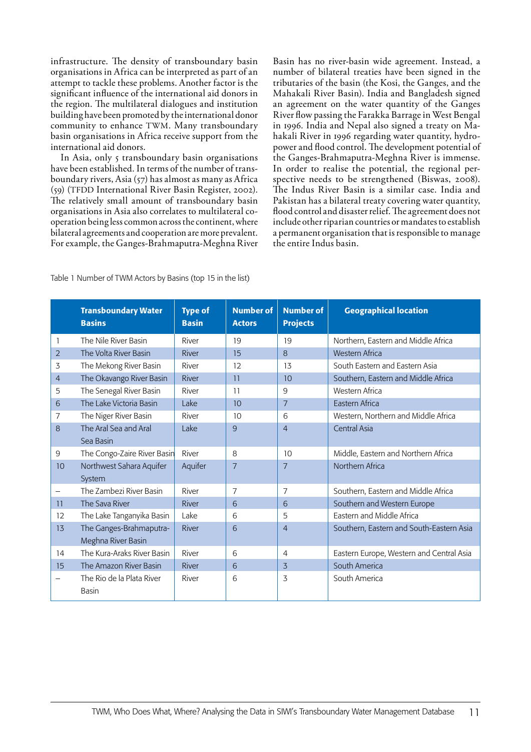infrastructure. The density of transboundary basin organisations in Africa can be interpreted as part of an attempt to tackle these problems. Another factor is the significant influence of the international aid donors in the region. The multilateral dialogues and institution building have been promoted by the international donor community to enhance TWM. Many transboundary basin organisations in Africa receive support from the international aid donors.

In Asia, only 5 transboundary basin organisations have been established. In terms of the number of transboundary rivers, Asia (57) has almost as many as Africa (59) (TFDD International River Basin Register, 2002). The relatively small amount of transboundary basin organisations in Asia also correlates to multilateral cooperation being less common across the continent, where bilateral agreements and cooperation are more prevalent. For example, the Ganges-Brahmaputra-Meghna River Basin has no river-basin wide agreement. Instead, a number of bilateral treaties have been signed in the tributaries of the basin (the Kosi, the Ganges, and the Mahakali River Basin). India and Bangladesh signed an agreement on the water quantity of the Ganges River flow passing the Farakka Barrage in West Bengal in 1996. India and Nepal also signed a treaty on Mahakali River in 1996 regarding water quantity, hydropower and flood control. The development potential of the Ganges-Brahmaputra-Meghna River is immense. In order to realise the potential, the regional perspective needs to be strengthened (Biswas, 2008). The Indus River Basin is a similar case. India and Pakistan has a bilateral treaty covering water quantity, flood control and disaster relief. The agreement does not include other riparian countries or mandates to establish a permanent organisation that is responsible to manage the entire Indus basin.

Table 1 Number of TWM Actors by Basins (top 15 in the list)

| | Transboundary Water Basins | Type of Basin | Number of Actors | Number of Projects | Geographical location |
|---|---|---|---|---|---|
| 1 | The Nile River Basin | River | 19 | 19 | Northern, Eastern and Middle Africa |
| 2 | The Volta River Basin | River | 15 | 8 | Western Africa |
| 3 | The Mekong River Basin | River | 12 | 13 | South Eastern and Eastern Asia |
| 4 | The Okavango River Basin | River | 11 | 10 | Southern, Eastern and Middle Africa |
| 5 | The Senegal River Basin | River | 11 | 9 | Western Africa |
| 6 | The Lake Victoria Basin | Lake | 10 | 7 | Eastern Africa |
| 7 | The Niger River Basin | River | 10 | 6 | Western, Northern and Middle Africa |
| 8 | The Aral Sea and Aral Sea Basin | Lake | 9 | 4 | Central Asia |
| 9 | The Congo-Zaire River Basin | River | 8 | 10 | Middle, Eastern and Northern Africa |
| 10 | Northwest Sahara Aquifer System | Aquifer | 7 | 7 | Northern Africa |
| – | The Zambezi River Basin | River | 7 | 7 | Southern, Eastern and Middle Africa |
| 11 | The Sava River | River | 6 | 6 | Southern and Western Europe |
| 12 | The Lake Tanganyika Basin | Lake | 6 | 5 | Eastern and Middle Africa |
| 13 | The Ganges-Brahmaputra-Meghna River Basin | River | 6 | 4 | Southern, Eastern and South-Eastern Asia |
| 14 | The Kura-Araks River Basin | River | 6 | 4 | Eastern Europe, Western and Central Asia |
| 15 | The Amazon River Basin | River | 6 | 3 | South America |
| – | The Rio de la Plata River Basin | River | 6 | 3 | South America |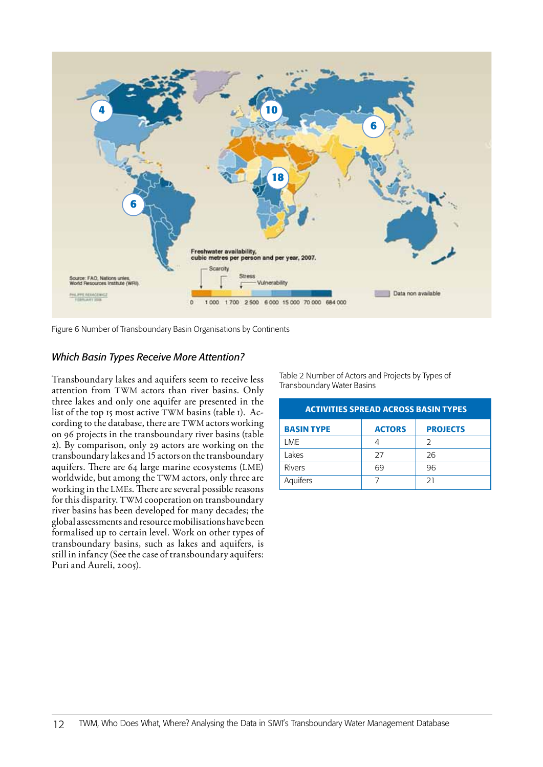Figure 6 Number of Transboundary Basin Organisations by Continents

### *Which Basin Types Receive More Attention?*

Transboundary lakes and aquifers seem to receive less attention from TWM actors than river basins. Only three lakes and only one aquifer are presented in the list of the top 15 most active TWM basins (table 1). According to the database, there are TWM actors working on 96 projects in the transboundary river basins (table 2). By comparison, only 29 actors are working on the transboundary lakes and 15 actors on the transboundary aquifers. There are 64 large marine ecosystems (LME) worldwide, but among the TWM actors, only three are working in the LMEs. There are several possible reasons for this disparity. TWM cooperation on transboundary river basins has been developed for many decades; the global assessments and resource mobilisations have been formalised up to certain level. Work on other types of transboundary basins, such as lakes and aquifers, is still in infancy (See the case of transboundary aquifers: Puri and Aureli, 2005).

Table 2 Number of Actors and Projects by Types of Transboundary Water Basins

| ACTIVITIES SPREAD ACROSS BASIN TYPES | | |
|---|---|---|
| **BASIN TYPE** | **ACTORS** | **PROJECTS** |
| LME | 4 | 2 |
| Lakes | 27 | 26 |
| Rivers | 69 | 96 |
| Aquifers | 7 | 21 |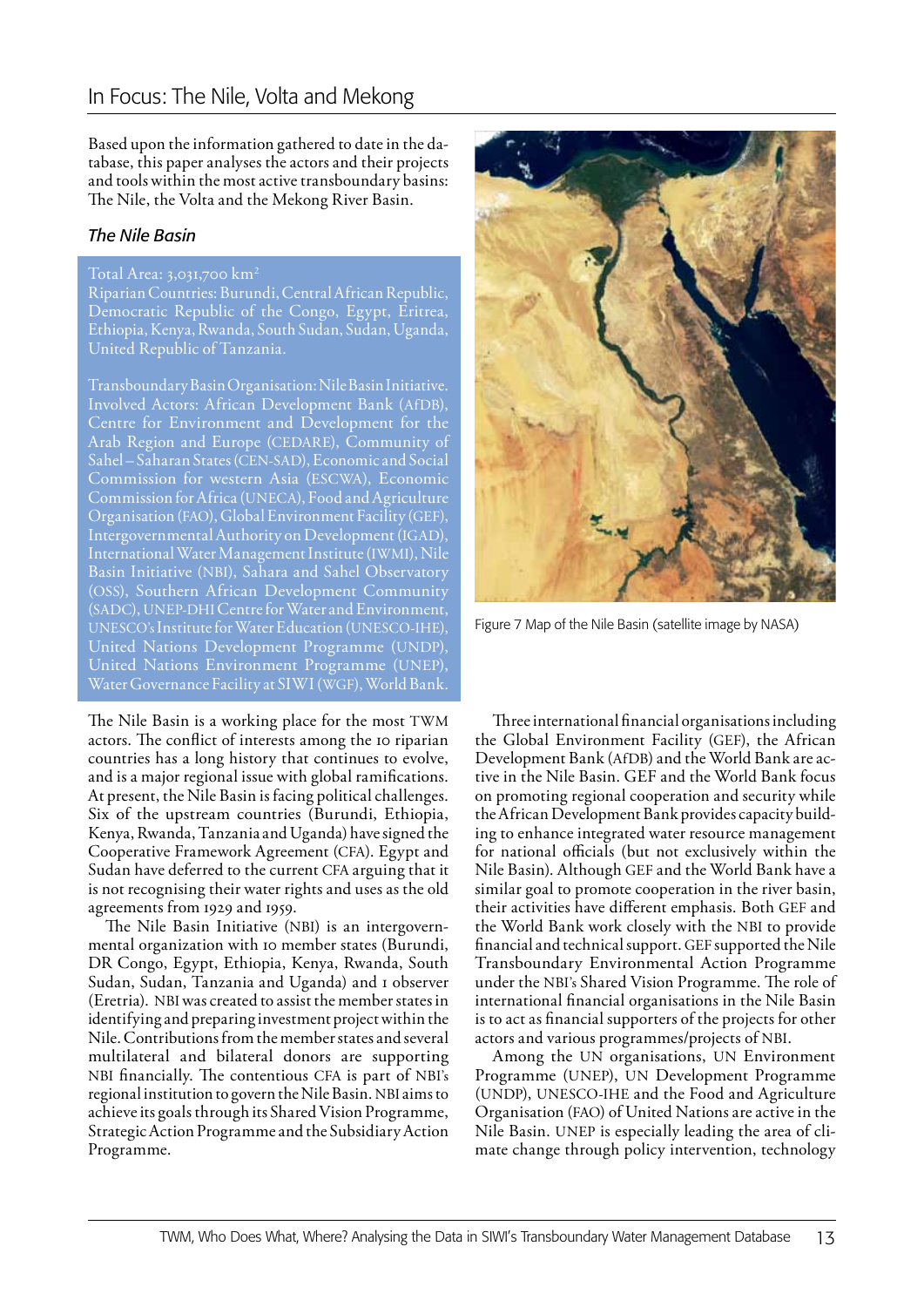# In Focus: The Nile, Volta and Mekong

Based upon the information gathered to date in the database, this paper analyses the actors and their projects and tools within the most active transboundary basins: The Nile, the Volta and the Mekong River Basin.

### *The Nile Basin*

Total Area: 3,031,700 km$^2$
Riparian Countries: Burundi, Central African Republic, Democratic Republic of the Congo, Egypt, Eritrea, Ethiopia, Kenya, Rwanda, South Sudan, Sudan, Uganda, United Republic of Tanzania.

Transboundary Basin Organisation: Nile Basin Initiative.
Involved Actors: African Development Bank (AfDB), Centre for Environment and Development for the Arab Region and Europe (CEDARE), Community of Sahel – Saharan States (CEN-SAD), Economic and Social Commission for western Asia (ESCWA), Economic Commission for Africa (UNECA), Food and Agriculture Organisation (FAO), Global Environment Facility (GEF), Intergovernmental Authority on Development (IGAD), International Water Management Institute (IWMI), Nile Basin Initiative (NBI), Sahara and Sahel Observatory (OSS), Southern African Development Community (SADC), UNEP-DHI Centre for Water and Environment, UNESCO's Institute for Water Education (UNESCO-IHE), United Nations Development Programme (UNDP), United Nations Environment Programme (UNEP), Water Governance Facility at SIWI (WGF), World Bank.

Figure 7 Map of the Nile Basin (satellite image by NASA)

The Nile Basin is a working place for the most TWM actors. The conflict of interests among the 10 riparian countries has a long history that continues to evolve, and is a major regional issue with global ramifications. At present, the Nile Basin is facing political challenges. Six of the upstream countries (Burundi, Ethiopia, Kenya, Rwanda, Tanzania and Uganda) have signed the Cooperative Framework Agreement (CFA). Egypt and Sudan have deferred to the current CFA arguing that it is not recognising their water rights and uses as the old agreements from 1929 and 1959.

The Nile Basin Initiative (NBI) is an intergovernmental organization with 10 member states (Burundi, DR Congo, Egypt, Ethiopia, Kenya, Rwanda, South Sudan, Sudan, Tanzania and Uganda) and 1 observer (Eretria). NBI was created to assist the member states in identifying and preparing investment project within the Nile. Contributions from the member states and several multilateral and bilateral donors are supporting NBI financially. The contentious CFA is part of NBI's regional institution to govern the Nile Basin. NBI aims to achieve its goals through its Shared Vision Programme, Strategic Action Programme and the Subsidiary Action Programme.

Three international financial organisations including the Global Environment Facility (GEF), the African Development Bank (AfDB) and the World Bank are active in the Nile Basin. GEF and the World Bank focus on promoting regional cooperation and security while the African Development Bank provides capacity building to enhance integrated water resource management for national officials (but not exclusively within the Nile Basin). Although GEF and the World Bank have a similar goal to promote cooperation in the river basin, their activities have different emphasis. Both GEF and the World Bank work closely with the NBI to provide financial and technical support. GEF supported the Nile Transboundary Environmental Action Programme under the NBI's Shared Vision Programme. The role of international financial organisations in the Nile Basin is to act as financial supporters of the projects for other actors and various programmes/projects of NBI.

Among the UN organisations, UN Environment Programme (UNEP), UN Development Programme (UNDP), UNESCO-IHE and the Food and Agriculture Organisation (FAO) of United Nations are active in the Nile Basin. UNEP is especially leading the area of climate change through policy intervention, technology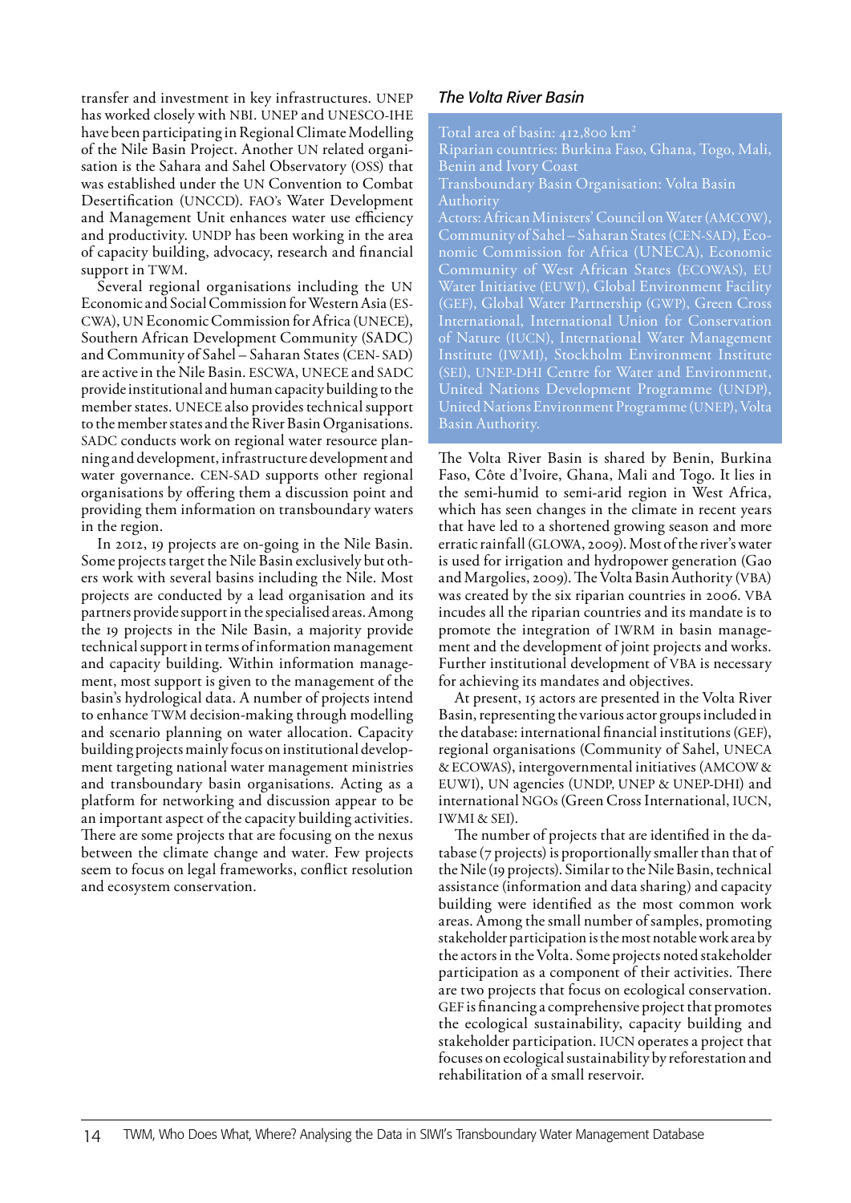transfer and investment in key infrastructures. UNEP has worked closely with NBI. UNEP and UNESCO-IHE have been participating in Regional Climate Modelling of the Nile Basin Project. Another UN related organisation is the Sahara and Sahel Observatory (OSS) that was established under the UN Convention to Combat Desertification (UNCCD). FAO's Water Development and Management Unit enhances water use efficiency and productivity. UNDP has been working in the area of capacity building, advocacy, research and financial support in TWM.

Several regional organisations including the UN Economic and Social Commission for Western Asia (ESCWA), UN Economic Commission for Africa (UNECE), Southern African Development Community (SADC) and Community of Sahel – Saharan States (CEN- SAD) are active in the Nile Basin. ESCWA, UNECE and SADC provide institutional and human capacity building to the member states. UNECE also provides technical support to the member states and the River Basin Organisations. SADC conducts work on regional water resource planning and development, infrastructure development and water governance. CEN-SAD supports other regional organisations by offering them a discussion point and providing them information on transboundary waters in the region.

In 2012, 19 projects are on-going in the Nile Basin. Some projects target the Nile Basin exclusively but others work with several basins including the Nile. Most projects are conducted by a lead organisation and its partners provide support in the specialised areas. Among the 19 projects in the Nile Basin, a majority provide technical support in terms of information management and capacity building. Within information management, most support is given to the management of the basin's hydrological data. A number of projects intend to enhance TWM decision-making through modelling and scenario planning on water allocation. Capacity building projects mainly focus on institutional development targeting national water management ministries and transboundary basin organisations. Acting as a platform for networking and discussion appear to be an important aspect of the capacity building activities. There are some projects that are focusing on the nexus between the climate change and water. Few projects seem to focus on legal frameworks, conflict resolution and ecosystem conservation.

### *The Volta River Basin*

Total area of basin: 412,800 km$^2$
Riparian countries: Burkina Faso, Ghana, Togo, Mali, Benin and Ivory Coast
Transboundary Basin Organisation: Volta Basin Authority
Actors: African Ministers' Council on Water (AMCOW), Community of Sahel – Saharan States (CEN-SAD), Economic Commission for Africa (UNECA), Economic Community of West African States (ECOWAS), EU Water Initiative (EUWI), Global Environment Facility (GEF), Global Water Partnership (GWP), Green Cross International, International Union for Conservation of Nature (IUCN), International Water Management Institute (IWMI), Stockholm Environment Institute (SEI), UNEP-DHI Centre for Water and Environment, United Nations Development Programme (UNDP), United Nations Environment Programme (UNEP), Volta Basin Authority.

The Volta River Basin is shared by Benin, Burkina Faso, Côte d'Ivoire, Ghana, Mali and Togo. It lies in the semi-humid to semi-arid region in West Africa, which has seen changes in the climate in recent years that have led to a shortened growing season and more erratic rainfall (GLOWA, 2009). Most of the river's water is used for irrigation and hydropower generation (Gao and Margolies, 2009). The Volta Basin Authority (VBA) was created by the six riparian countries in 2006. VBA incudes all the riparian countries and its mandate is to promote the integration of IWRM in basin management and the development of joint projects and works. Further institutional development of VBA is necessary for achieving its mandates and objectives.

At present, 15 actors are presented in the Volta River Basin, representing the various actor groups included in the database: international financial institutions (GEF), regional organisations (Community of Sahel, UNECA & ECOWAS), intergovernmental initiatives (AMCOW & EUWI), UN agencies (UNDP, UNEP & UNEP-DHI) and international NGOs (Green Cross International, IUCN, IWMI & SEI).

The number of projects that are identified in the database (7 projects) is proportionally smaller than that of the Nile (19 projects). Similar to the Nile Basin, technical assistance (information and data sharing) and capacity building were identified as the most common work areas. Among the small number of samples, promoting stakeholder participation is the most notable work area by the actors in the Volta. Some projects noted stakeholder participation as a component of their activities. There are two projects that focus on ecological conservation. GEF is financing a comprehensive project that promotes the ecological sustainability, capacity building and stakeholder participation. IUCN operates a project that focuses on ecological sustainability by reforestation and rehabilitation of a small reservoir.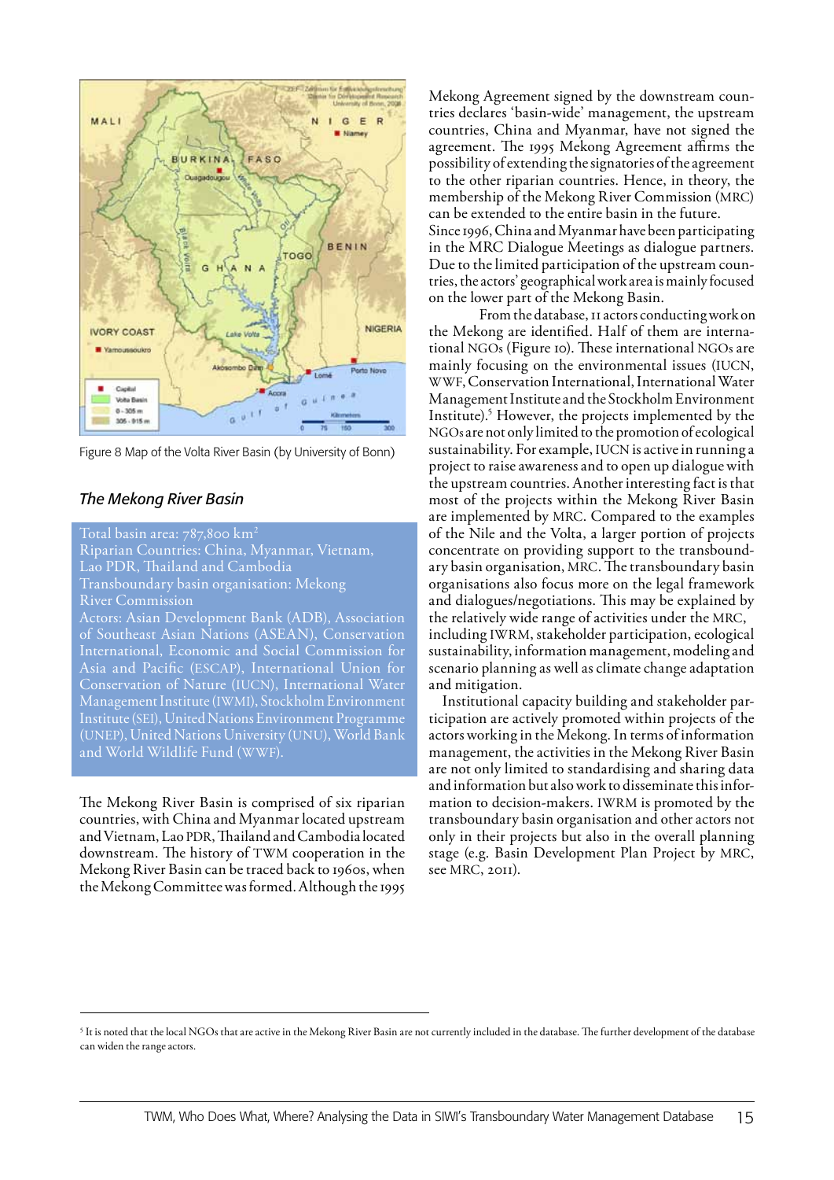Figure 8 Map of the Volta River Basin (by University of Bonn)

### *The Mekong River Basin*

Total basin area: 787,800 km²
Riparian Countries: China, Myanmar, Vietnam, Lao PDR, Thailand and Cambodia
Transboundary basin organisation: Mekong River Commission
Actors: Asian Development Bank (ADB), Association of Southeast Asian Nations (ASEAN), Conservation International, Economic and Social Commission for Asia and Pacific (ESCAP), International Union for Conservation of Nature (IUCN), International Water Management Institute (IWMI), Stockholm Environment Institute (SEI), United Nations Environment Programme (UNEP), United Nations University (UNU), World Bank and World Wildlife Fund (WWF).

The Mekong River Basin is comprised of six riparian countries, with China and Myanmar located upstream and Vietnam, Lao PDR, Thailand and Cambodia located downstream. The history of TWM cooperation in the Mekong River Basin can be traced back to 1960s, when the Mekong Committee was formed. Although the 1995 Mekong Agreement signed by the downstream countries declares 'basin-wide' management, the upstream countries, China and Myanmar, have not signed the agreement. The 1995 Mekong Agreement affirms the possibility of extending the signatories of the agreement to the other riparian countries. Hence, in theory, the membership of the Mekong River Commission (MRC) can be extended to the entire basin in the future.
Since 1996, China and Myanmar have been participating in the MRC Dialogue Meetings as dialogue partners. Due to the limited participation of the upstream countries, the actors' geographical work area is mainly focused on the lower part of the Mekong Basin.

From the database, 11 actors conducting work on the Mekong are identified. Half of them are international NGOs (Figure 10). These international NGOs are mainly focusing on the environmental issues (IUCN, WWF, Conservation International, International Water Management Institute and the Stockholm Environment Institute).[5] However, the projects implemented by the NGOs are not only limited to the promotion of ecological sustainability. For example, IUCN is active in running a project to raise awareness and to open up dialogue with the upstream countries. Another interesting fact is that most of the projects within the Mekong River Basin are implemented by MRC. Compared to the examples of the Nile and the Volta, a larger portion of projects concentrate on providing support to the transboundary basin organisation, MRC. The transboundary basin organisations also focus more on the legal framework and dialogues/negotiations. This may be explained by the relatively wide range of activities under the MRC, including IWRM, stakeholder participation, ecological sustainability, information management, modeling and scenario planning as well as climate change adaptation and mitigation.

Institutional capacity building and stakeholder participation are actively promoted within projects of the actors working in the Mekong. In terms of information management, the activities in the Mekong River Basin are not only limited to standardising and sharing data and information but also work to disseminate this information to decision-makers. IWRM is promoted by the transboundary basin organisation and other actors not only in their projects but also in the overall planning stage (e.g. Basin Development Plan Project by MRC, see MRC, 2011).

---

[5] It is noted that the local NGOs that are active in the Mekong River Basin are not currently included in the database. The further development of the database can widen the range actors.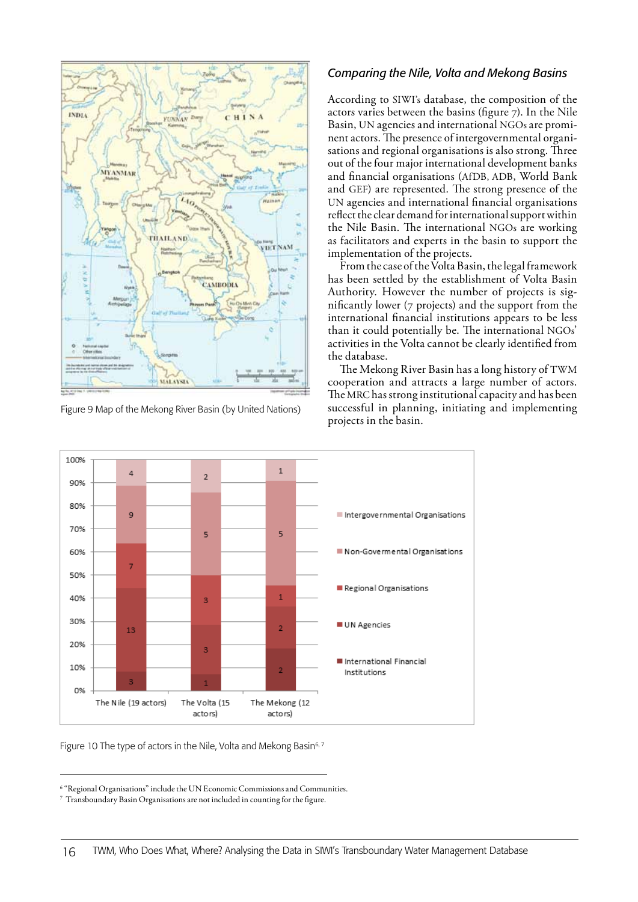Figure 9 Map of the Mekong River Basin (by United Nations)

## *Comparing the Nile, Volta and Mekong Basins*

According to SIWI's database, the composition of the actors varies between the basins (figure 7). In the Nile Basin, UN agencies and international NGOs are prominent actors. The presence of intergovernmental organisations and regional organisations is also strong. Three out of the four major international development banks and financial organisations (AfDB, ADB, World Bank and GEF) are represented. The strong presence of the UN agencies and international financial organisations reflect the clear demand for international support within the Nile Basin. The international NGOs are working as facilitators and experts in the basin to support the implementation of the projects.

From the case of the Volta Basin, the legal framework has been settled by the establishment of Volta Basin Authority. However the number of projects is significantly lower (7 projects) and the support from the international financial institutions appears to be less than it could potentially be. The international NGOs' activities in the Volta cannot be clearly identified from the database.

The Mekong River Basin has a long history of TWM cooperation and attracts a large number of actors. The MRC has strong institutional capacity and has been successful in planning, initiating and implementing projects in the basin.

| | The Nile (19 actors) | The Volta (15 actors) | The Mekong (12 actors) |
|---|---|---|---|
| Intergovernmental Organisations | 4 | 2 | 1 |
| Non-Govermental Organisations | 9 | 5 | 5 |
| Regional Organisations | 7 | 3 | 1 |
| UN Agencies | 13 | 3 | 2 |
| International Financial Institutions | 3 | 1 | 2 |

Figure 10 The type of actors in the Nile, Volta and Mekong Basin[6, 7]

---

[6] "Regional Organisations" include the UN Economic Commissions and Communities.

[7] Transboundary Basin Organisations are not included in counting for the figure.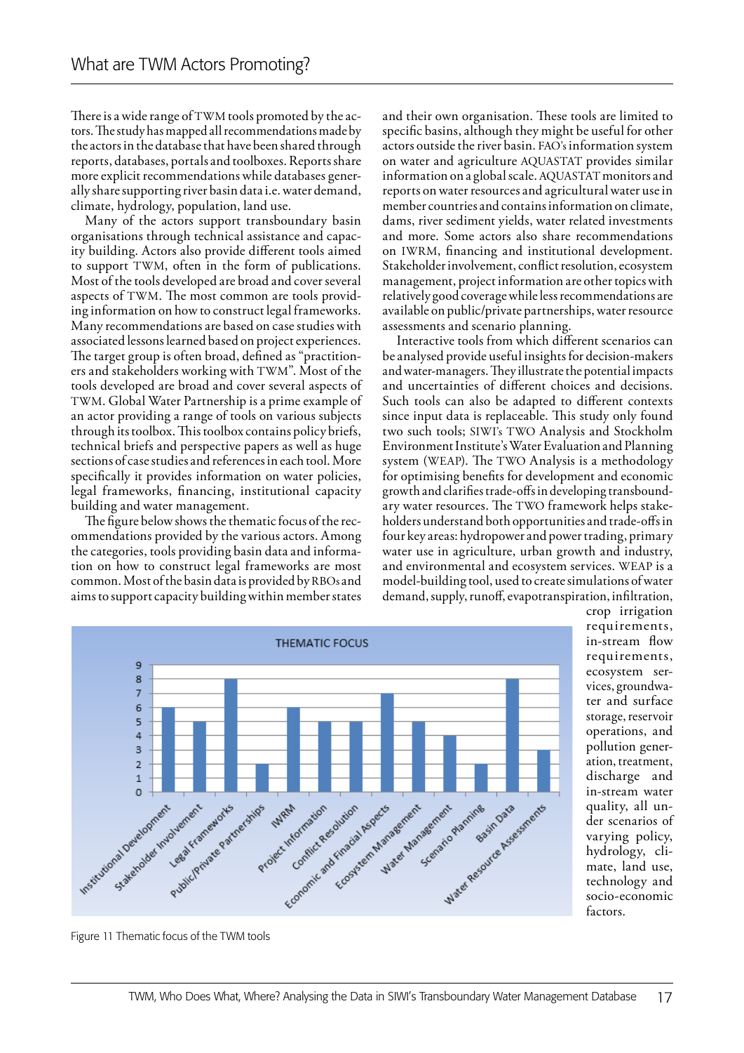# What are TWM Actors Promoting?

There is a wide range of TWM tools promoted by the actors. The study has mapped all recommendations made by the actors in the database that have been shared through reports, databases, portals and toolboxes. Reports share more explicit recommendations while databases generally share supporting river basin data i.e. water demand, climate, hydrology, population, land use.

Many of the actors support transboundary basin organisations through technical assistance and capacity building. Actors also provide different tools aimed to support TWM, often in the form of publications. Most of the tools developed are broad and cover several aspects of TWM. The most common are tools providing information on how to construct legal frameworks. Many recommendations are based on case studies with associated lessons learned based on project experiences. The target group is often broad, defined as "practitioners and stakeholders working with TWM". Most of the tools developed are broad and cover several aspects of TWM. Global Water Partnership is a prime example of an actor providing a range of tools on various subjects through its toolbox. This toolbox contains policy briefs, technical briefs and perspective papers as well as huge sections of case studies and references in each tool. More specifically it provides information on water policies, legal frameworks, financing, institutional capacity building and water management.

The figure below shows the thematic focus of the recommendations provided by the various actors. Among the categories, tools providing basin data and information on how to construct legal frameworks are most common. Most of the basin data is provided by RBOs and aims to support capacity building within member states and their own organisation. These tools are limited to specific basins, although they might be useful for other actors outside the river basin. FAO's information system on water and agriculture AQUASTAT provides similar information on a global scale. AQUASTAT monitors and reports on water resources and agricultural water use in member countries and contains information on climate, dams, river sediment yields, water related investments and more. Some actors also share recommendations on IWRM, financing and institutional development. Stakeholder involvement, conflict resolution, ecosystem management, project information are other topics with relatively good coverage while less recommendations are available on public/private partnerships, water resource assessments and scenario planning.

Interactive tools from which different scenarios can be analysed provide useful insights for decision-makers and water-managers. They illustrate the potential impacts and uncertainties of different choices and decisions. Such tools can also be adapted to different contexts since input data is replaceable. This study only found two such tools; SIWI's TWO Analysis and Stockholm Environment Institute's Water Evaluation and Planning system (WEAP). The TWO Analysis is a methodology for optimising benefits for development and economic growth and clarifies trade-offs in developing transboundary water resources. The TWO framework helps stakeholders understand both opportunities and trade-offs in four key areas: hydropower and power trading, primary water use in agriculture, urban growth and industry, and environmental and ecosystem services. WEAP is a model-building tool, used to create simulations of water demand, supply, runoff, evapotranspiration, infiltration, crop irrigation requirements, in-stream flow requirements, ecosystem services, groundwater and surface storage, reservoir operations, and pollution generation, treatment, discharge and in-stream water quality, all under scenarios of varying policy, hydrology, climate, land use, technology and socio-economic factors.

**THEMATIC FOCUS**

| Category | Count |
|---|---|
| Institutional Development | 6 |
| Stakeholder Involvement | 5 |
| Legal Frameworks | 8 |
| Public/Private Partnerships | 2 |
| IWRM | 6 |
| Project Information | 5 |
| Conflict Resolution | 5 |
| Economic and Finacial Aspects | 7 |
| Ecosystem Management | 5 |
| Water Management | 4 |
| Scenario Planning | 2 |
| Basin Data | 8 |
| Water Resource Assessments | 3 |

Figure 11 Thematic focus of the TWM tools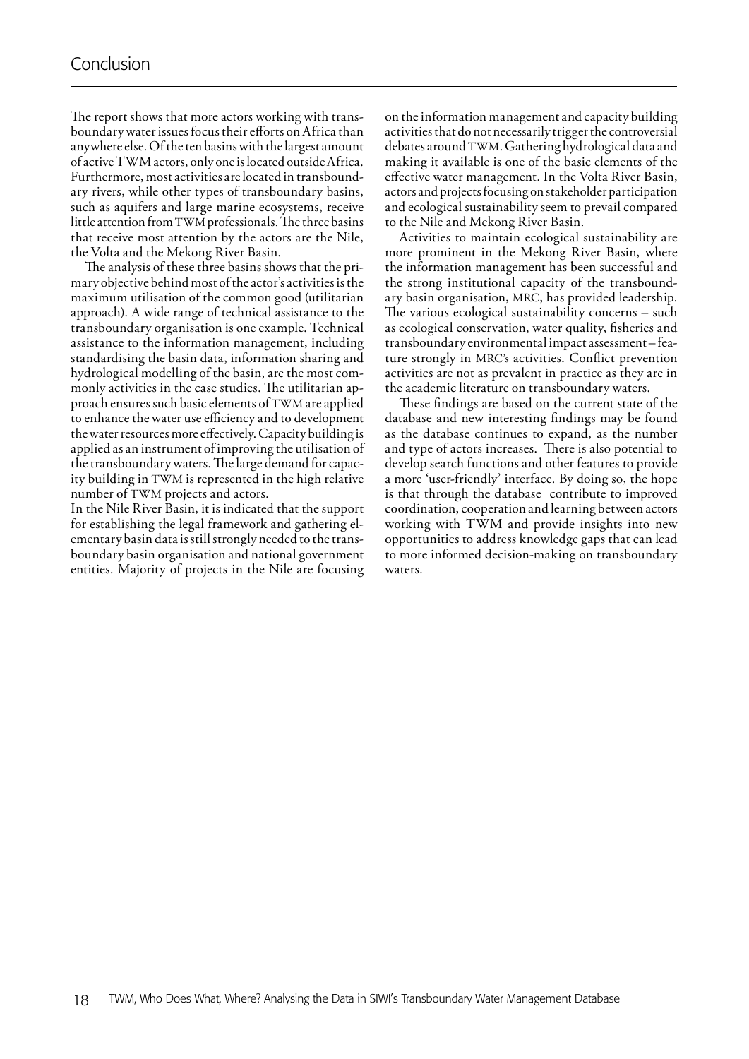# Conclusion

The report shows that more actors working with transboundary water issues focus their efforts on Africa than anywhere else. Of the ten basins with the largest amount of active TWM actors, only one is located outside Africa. Furthermore, most activities are located in transboundary rivers, while other types of transboundary basins, such as aquifers and large marine ecosystems, receive little attention from TWM professionals. The three basins that receive most attention by the actors are the Nile, the Volta and the Mekong River Basin.

The analysis of these three basins shows that the primary objective behind most of the actor's activities is the maximum utilisation of the common good (utilitarian approach). A wide range of technical assistance to the transboundary organisation is one example. Technical assistance to the information management, including standardising the basin data, information sharing and hydrological modelling of the basin, are the most commonly activities in the case studies. The utilitarian approach ensures such basic elements of TWM are applied to enhance the water use efficiency and to development the water resources more effectively. Capacity building is applied as an instrument of improving the utilisation of the transboundary waters. The large demand for capacity building in TWM is represented in the high relative number of TWM projects and actors.

In the Nile River Basin, it is indicated that the support for establishing the legal framework and gathering elementary basin data is still strongly needed to the transboundary basin organisation and national government entities. Majority of projects in the Nile are focusing on the information management and capacity building activities that do not necessarily trigger the controversial debates around TWM. Gathering hydrological data and making it available is one of the basic elements of the effective water management. In the Volta River Basin, actors and projects focusing on stakeholder participation and ecological sustainability seem to prevail compared to the Nile and Mekong River Basin.

Activities to maintain ecological sustainability are more prominent in the Mekong River Basin, where the information management has been successful and the strong institutional capacity of the transboundary basin organisation, MRC, has provided leadership. The various ecological sustainability concerns – such as ecological conservation, water quality, fisheries and transboundary environmental impact assessment – feature strongly in MRC's activities. Conflict prevention activities are not as prevalent in practice as they are in the academic literature on transboundary waters.

These findings are based on the current state of the database and new interesting findings may be found as the database continues to expand, as the number and type of actors increases. There is also potential to develop search functions and other features to provide a more 'user-friendly' interface. By doing so, the hope is that through the database contribute to improved coordination, cooperation and learning between actors working with TWM and provide insights into new opportunities to address knowledge gaps that can lead to more informed decision-making on transboundary waters.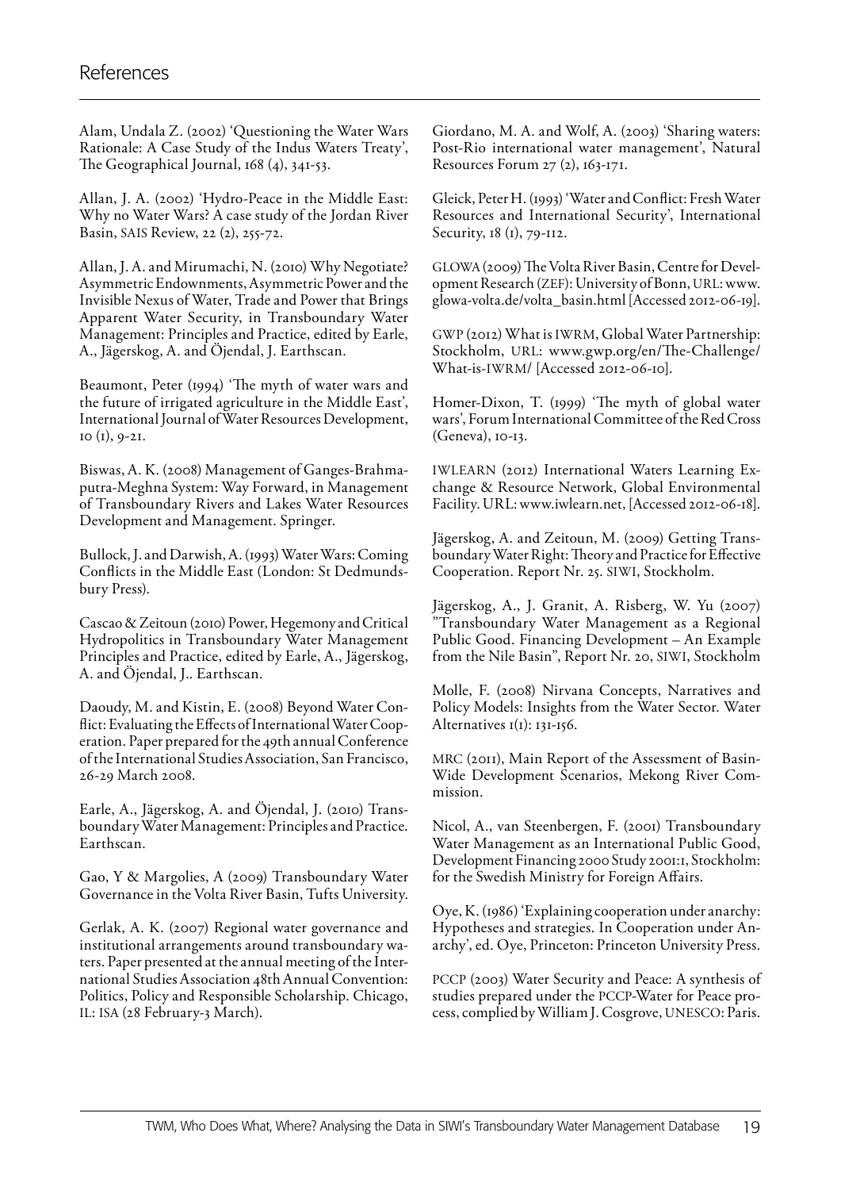# References

Alam, Undala Z. (2002) 'Questioning the Water Wars Rationale: A Case Study of the Indus Waters Treaty', The Geographical Journal, 168 (4), 341-53.

Allan, J. A. (2002) 'Hydro-Peace in the Middle East: Why no Water Wars? A case study of the Jordan River Basin, SAIS Review, 22 (2), 255-72.

Allan, J. A. and Mirumachi, N. (2010) Why Negotiate? Asymmetric Endownments, Asymmetric Power and the Invisible Nexus of Water, Trade and Power that Brings Apparent Water Security, in Transboundary Water Management: Principles and Practice, edited by Earle, A., Jägerskog, A. and Öjendal, J. Earthscan.

Beaumont, Peter (1994) 'The myth of water wars and the future of irrigated agriculture in the Middle East', International Journal of Water Resources Development, 10 (1), 9-21.

Biswas, A. K. (2008) Management of Ganges-Brahmaputra-Meghna System: Way Forward, in Management of Transboundary Rivers and Lakes Water Resources Development and Management. Springer.

Bullock, J. and Darwish, A. (1993) Water Wars: Coming Conflicts in the Middle East (London: St Dedmundsbury Press).

Cascao & Zeitoun (2010) Power, Hegemony and Critical Hydropolitics in Transboundary Water Management Principles and Practice, edited by Earle, A., Jägerskog, A. and Öjendal, J.. Earthscan.

Daoudy, M. and Kistin, E. (2008) Beyond Water Conflict: Evaluating the Effects of International Water Cooperation. Paper prepared for the 49th annual Conference of the International Studies Association, San Francisco, 26-29 March 2008.

Earle, A., Jägerskog, A. and Öjendal, J. (2010) Transboundary Water Management: Principles and Practice. Earthscan.

Gao, Y & Margolies, A (2009) Transboundary Water Governance in the Volta River Basin, Tufts University.

Gerlak, A. K. (2007) Regional water governance and institutional arrangements around transboundary waters. Paper presented at the annual meeting of the International Studies Association 48th Annual Convention: Politics, Policy and Responsible Scholarship. Chicago, IL: ISA (28 February-3 March).

Giordano, M. A. and Wolf, A. (2003) 'Sharing waters: Post-Rio international water management', Natural Resources Forum 27 (2), 163-171.

Gleick, Peter H. (1993) 'Water and Conflict: Fresh Water Resources and International Security', International Security, 18 (1), 79-112.

GLOWA (2009) The Volta River Basin, Centre for Development Research (ZEF): University of Bonn, URL: www.glowa-volta.de/volta_basin.html [Accessed 2012-06-19].

GWP (2012) What is IWRM, Global Water Partnership: Stockholm, URL: www.gwp.org/en/The-Challenge/What-is-IWRM/ [Accessed 2012-06-10].

Homer-Dixon, T. (1999) 'The myth of global water wars', Forum International Committee of the Red Cross (Geneva), 10-13.

IWLEARN (2012) International Waters Learning Exchange & Resource Network, Global Environmental Facility. URL: www.iwlearn.net, [Accessed 2012-06-18].

Jägerskog, A. and Zeitoun, M. (2009) Getting Transboundary Water Right: Theory and Practice for Effective Cooperation. Report Nr. 25. SIWI, Stockholm.

Jägerskog, A., J. Granit, A. Risberg, W. Yu (2007) "Transboundary Water Management as a Regional Public Good. Financing Development – An Example from the Nile Basin", Report Nr. 20, SIWI, Stockholm

Molle, F. (2008) Nirvana Concepts, Narratives and Policy Models: Insights from the Water Sector. Water Alternatives 1(1): 131-156.

MRC (2011), Main Report of the Assessment of Basin-Wide Development Scenarios, Mekong River Commission.

Nicol, A., van Steenbergen, F. (2001) Transboundary Water Management as an International Public Good, Development Financing 2000 Study 2001:1, Stockholm: for the Swedish Ministry for Foreign Affairs.

Oye, K. (1986) 'Explaining cooperation under anarchy: Hypotheses and strategies. In Cooperation under Anarchy', ed. Oye, Princeton: Princeton University Press.

PCCP (2003) Water Security and Peace: A synthesis of studies prepared under the PCCP-Water for Peace process, complied by William J. Cosgrove, UNESCO: Paris.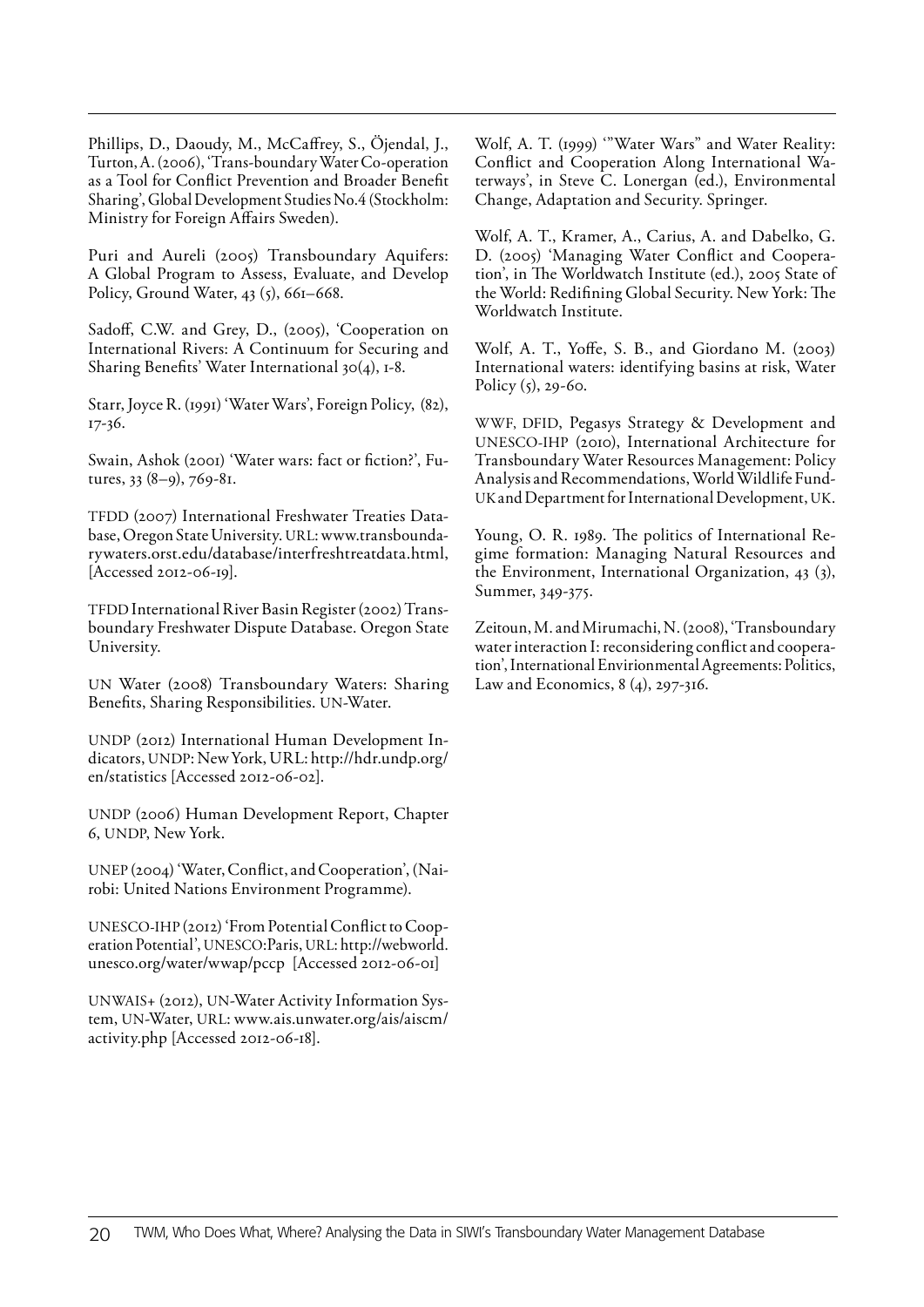Phillips, D., Daoudy, M., McCaffrey, S., Öjendal, J., Turton, A. (2006), 'Trans-boundary Water Co-operation as a Tool for Conflict Prevention and Broader Benefit Sharing', Global Development Studies No.4 (Stockholm: Ministry for Foreign Affairs Sweden).

Puri and Aureli (2005) Transboundary Aquifers: A Global Program to Assess, Evaluate, and Develop Policy, Ground Water, 43 (5), 661–668.

Sadoff, C.W. and Grey, D., (2005), 'Cooperation on International Rivers: A Continuum for Securing and Sharing Benefits' Water International 30(4), 1-8.

Starr, Joyce R. (1991) 'Water Wars', Foreign Policy, (82), 17-36.

Swain, Ashok (2001) 'Water wars: fact or fiction?', Futures, 33 (8–9), 769-81.

TFDD (2007) International Freshwater Treaties Database, Oregon State University. URL: www.transboundarywaters.orst.edu/database/interfreshtreatdata.html, [Accessed 2012-06-19].

TFDD International River Basin Register (2002) Transboundary Freshwater Dispute Database. Oregon State University.

UN Water (2008) Transboundary Waters: Sharing Benefits, Sharing Responsibilities. UN-Water.

UNDP (2012) International Human Development Indicators, UNDP: New York, URL: http://hdr.undp.org/en/statistics [Accessed 2012-06-02].

UNDP (2006) Human Development Report, Chapter 6, UNDP, New York.

UNEP (2004) 'Water, Conflict, and Cooperation', (Nairobi: United Nations Environment Programme).

UNESCO-IHP (2012) 'From Potential Conflict to Cooperation Potential', UNESCO:Paris, URL: http://webworld.unesco.org/water/wwap/pccp [Accessed 2012-06-01]

UNWAIS+ (2012), UN-Water Activity Information System, UN-Water, URL: www.ais.unwater.org/ais/aiscm/activity.php [Accessed 2012-06-18].

Wolf, A. T. (1999) '"Water Wars" and Water Reality: Conflict and Cooperation Along International Waterways', in Steve C. Lonergan (ed.), Environmental Change, Adaptation and Security. Springer.

Wolf, A. T., Kramer, A., Carius, A. and Dabelko, G. D. (2005) 'Managing Water Conflict and Cooperation', in The Worldwatch Institute (ed.), 2005 State of the World: Redifining Global Security. New York: The Worldwatch Institute.

Wolf, A. T., Yoffe, S. B., and Giordano M. (2003) International waters: identifying basins at risk, Water Policy (5), 29-60.

WWF, DFID, Pegasys Strategy & Development and UNESCO-IHP (2010), International Architecture for Transboundary Water Resources Management: Policy Analysis and Recommendations, World Wildlife Fund-UK and Department for International Development, UK.

Young, O. R. 1989. The politics of International Regime formation: Managing Natural Resources and the Environment, International Organization, 43 (3), Summer, 349-375.

Zeitoun, M. and Mirumachi, N. (2008), 'Transboundary water interaction I: reconsidering conflict and cooperation', International Envirionmental Agreements: Politics, Law and Economics, 8 (4), 297-316.